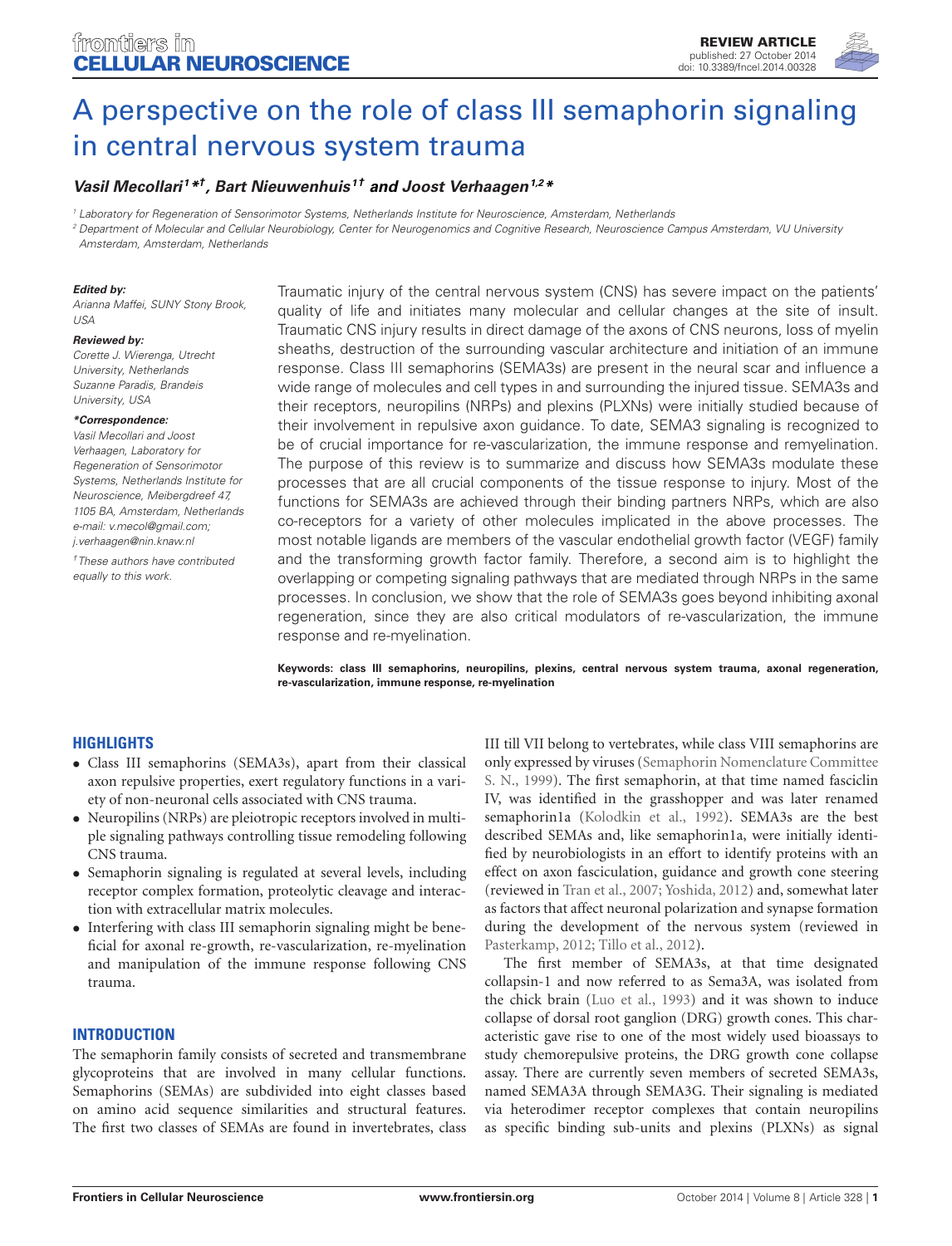REVIEW ARTICLE
published: 27 October 2014
doi: 10.3389/fncel.2014.00328

# A perspective on the role of class III semaphorin signaling in central nervous system trauma

***Vasil Mecollari[1]\*†, Bart Nieuwenhuis[1†] and Joost Verhaagen[1,2]\****

[1] *Laboratory for Regeneration of Sensorimotor Systems, Netherlands Institute for Neuroscience, Amsterdam, Netherlands*
[2] *Department of Molecular and Cellular Neurobiology, Center for Neurogenomics and Cognitive Research, Neuroscience Campus Amsterdam, VU University Amsterdam, Amsterdam, Netherlands*

***Edited by:***
*Arianna Maffei, SUNY Stony Brook, USA*

***Reviewed by:***
*Corette J. Wierenga, Utrecht University, Netherlands*
*Suzanne Paradis, Brandeis University, USA*

***\*Correspondence:***
*Vasil Mecollari and Joost Verhaagen, Laboratory for Regeneration of Sensorimotor Systems, Netherlands Institute for Neuroscience, Meibergdreef 47, 1105 BA, Amsterdam, Netherlands e-mail: v.mecol@gmail.com; j.verhaagen@nin.knaw.nl*

*†These authors have contributed equally to this work.*

Traumatic injury of the central nervous system (CNS) has severe impact on the patients' quality of life and initiates many molecular and cellular changes at the site of insult. Traumatic CNS injury results in direct damage of the axons of CNS neurons, loss of myelin sheaths, destruction of the surrounding vascular architecture and initiation of an immune response. Class III semaphorins (SEMA3s) are present in the neural scar and influence a wide range of molecules and cell types in and surrounding the injured tissue. SEMA3s and their receptors, neuropilins (NRPs) and plexins (PLXNs) were initially studied because of their involvement in repulsive axon guidance. To date, SEMA3 signaling is recognized to be of crucial importance for re-vascularization, the immune response and remyelination. The purpose of this review is to summarize and discuss how SEMA3s modulate these processes that are all crucial components of the tissue response to injury. Most of the functions for SEMA3s are achieved through their binding partners NRPs, which are also co-receptors for a variety of other molecules implicated in the above processes. The most notable ligands are members of the vascular endothelial growth factor (VEGF) family and the transforming growth factor family. Therefore, a second aim is to highlight the overlapping or competing signaling pathways that are mediated through NRPs in the same processes. In conclusion, we show that the role of SEMA3s goes beyond inhibiting axonal regeneration, since they are also critical modulators of re-vascularization, the immune response and re-myelination.

**Keywords: class III semaphorins, neuropilins, plexins, central nervous system trauma, axonal regeneration, re-vascularization, immune response, re-myelination**

## HIGHLIGHTS

- Class III semaphorins (SEMA3s), apart from their classical axon repulsive properties, exert regulatory functions in a variety of non-neuronal cells associated with CNS trauma.
- Neuropilins (NRPs) are pleiotropic receptors involved in multiple signaling pathways controlling tissue remodeling following CNS trauma.
- Semaphorin signaling is regulated at several levels, including receptor complex formation, proteolytic cleavage and interaction with extracellular matrix molecules.
- Interfering with class III semaphorin signaling might be beneficial for axonal re-growth, re-vascularization, re-myelination and manipulation of the immune response following CNS trauma.

## INTRODUCTION

The semaphorin family consists of secreted and transmembrane glycoproteins that are involved in many cellular functions. Semaphorins (SEMAs) are subdivided into eight classes based on amino acid sequence similarities and structural features. The first two classes of SEMAs are found in invertebrates, class III till VII belong to vertebrates, while class VIII semaphorins are only expressed by viruses (Semaphorin Nomenclature Committee S. N., 1999). The first semaphorin, at that time named fasciclin IV, was identified in the grasshopper and was later renamed semaphorin1a (Kolodkin et al., 1992). SEMA3s are the best described SEMAs and, like semaphorin1a, were initially identified by neurobiologists in an effort to identify proteins with an effect on axon fasciculation, guidance and growth cone steering (reviewed in Tran et al., 2007; Yoshida, 2012) and, somewhat later as factors that affect neuronal polarization and synapse formation during the development of the nervous system (reviewed in Pasterkamp, 2012; Tillo et al., 2012).

The first member of SEMA3s, at that time designated collapsin-1 and now referred to as Sema3A, was isolated from the chick brain (Luo et al., 1993) and it was shown to induce collapse of dorsal root ganglion (DRG) growth cones. This characteristic gave rise to one of the most widely used bioassays to study chemorepulsive proteins, the DRG growth cone collapse assay. There are currently seven members of secreted SEMA3s, named SEMA3A through SEMA3G. Their signaling is mediated via heterodimer receptor complexes that contain neuropilins as specific binding sub-units and plexins (PLXNs) as signal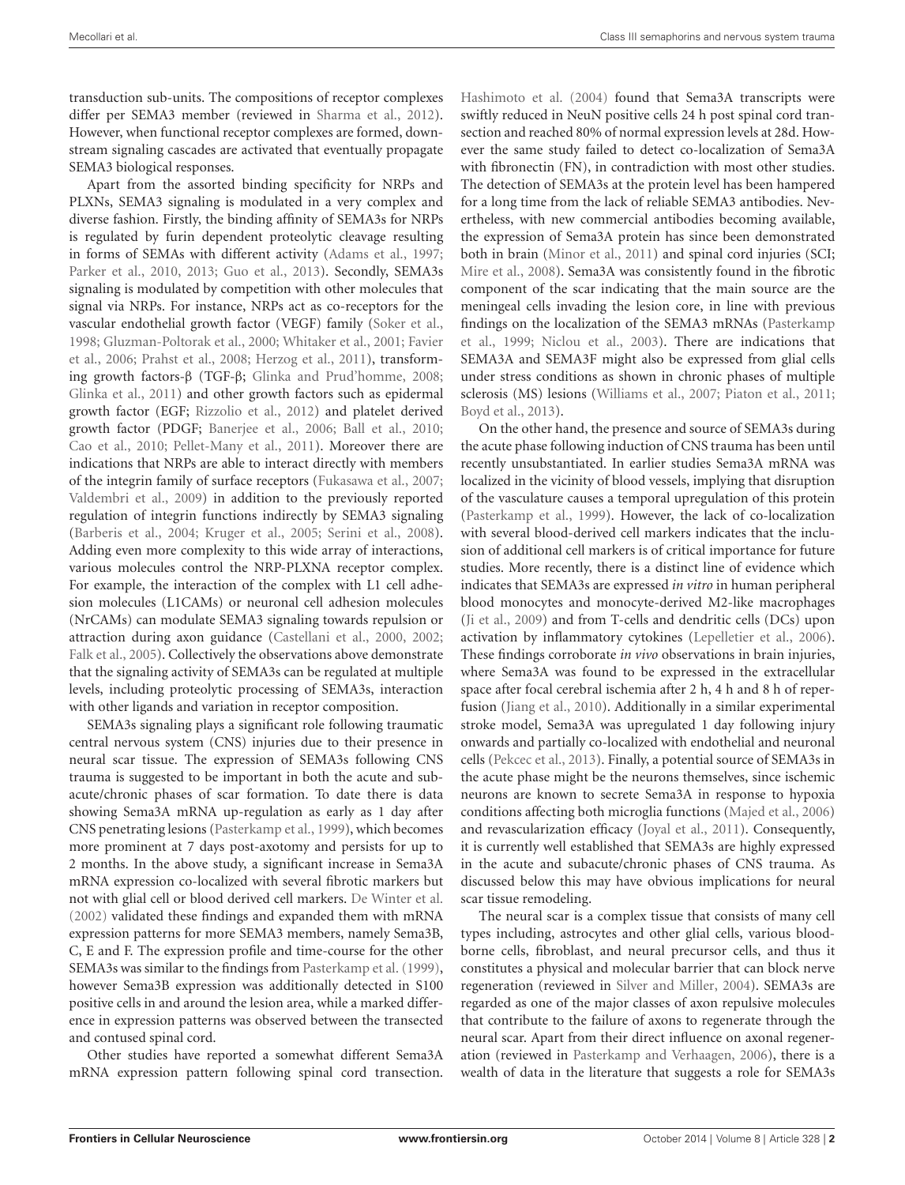transduction sub-units. The compositions of receptor complexes differ per SEMA3 member (reviewed in Sharma et al., 2012). However, when functional receptor complexes are formed, downstream signaling cascades are activated that eventually propagate SEMA3 biological responses.

Apart from the assorted binding specificity for NRPs and PLXNs, SEMA3 signaling is modulated in a very complex and diverse fashion. Firstly, the binding affinity of SEMA3s for NRPs is regulated by furin dependent proteolytic cleavage resulting in forms of SEMAs with different activity (Adams et al., 1997; Parker et al., 2010, 2013; Guo et al., 2013). Secondly, SEMA3s signaling is modulated by competition with other molecules that signal via NRPs. For instance, NRPs act as co-receptors for the vascular endothelial growth factor (VEGF) family (Soker et al., 1998; Gluzman-Poltorak et al., 2000; Whitaker et al., 2001; Favier et al., 2006; Prahst et al., 2008; Herzog et al., 2011), transforming growth factors-β (TGF-β; Glinka and Prud'homme, 2008; Glinka et al., 2011) and other growth factors such as epidermal growth factor (EGF; Rizzolio et al., 2012) and platelet derived growth factor (PDGF; Banerjee et al., 2006; Ball et al., 2010; Cao et al., 2010; Pellet-Many et al., 2011). Moreover there are indications that NRPs are able to interact directly with members of the integrin family of surface receptors (Fukasawa et al., 2007; Valdembri et al., 2009) in addition to the previously reported regulation of integrin functions indirectly by SEMA3 signaling (Barberis et al., 2004; Kruger et al., 2005; Serini et al., 2008). Adding even more complexity to this wide array of interactions, various molecules control the NRP-PLXNA receptor complex. For example, the interaction of the complex with L1 cell adhesion molecules (L1CAMs) or neuronal cell adhesion molecules (NrCAMs) can modulate SEMA3 signaling towards repulsion or attraction during axon guidance (Castellani et al., 2000, 2002; Falk et al., 2005). Collectively the observations above demonstrate that the signaling activity of SEMA3s can be regulated at multiple levels, including proteolytic processing of SEMA3s, interaction with other ligands and variation in receptor composition.

SEMA3s signaling plays a significant role following traumatic central nervous system (CNS) injuries due to their presence in neural scar tissue. The expression of SEMA3s following CNS trauma is suggested to be important in both the acute and subacute/chronic phases of scar formation. To date there is data showing Sema3A mRNA up-regulation as early as 1 day after CNS penetrating lesions (Pasterkamp et al., 1999), which becomes more prominent at 7 days post-axotomy and persists for up to 2 months. In the above study, a significant increase in Sema3A mRNA expression co-localized with several fibrotic markers but not with glial cell or blood derived cell markers. De Winter et al. (2002) validated these findings and expanded them with mRNA expression patterns for more SEMA3 members, namely Sema3B, C, E and F. The expression profile and time-course for the other SEMA3s was similar to the findings from Pasterkamp et al. (1999), however Sema3B expression was additionally detected in S100 positive cells in and around the lesion area, while a marked difference in expression patterns was observed between the transected and contused spinal cord.

Other studies have reported a somewhat different Sema3A mRNA expression pattern following spinal cord transection. Hashimoto et al. (2004) found that Sema3A transcripts were swiftly reduced in NeuN positive cells 24 h post spinal cord transection and reached 80% of normal expression levels at 28d. However the same study failed to detect co-localization of Sema3A with fibronectin (FN), in contradiction with most other studies. The detection of SEMA3s at the protein level has been hampered for a long time from the lack of reliable SEMA3 antibodies. Nevertheless, with new commercial antibodies becoming available, the expression of Sema3A protein has since been demonstrated both in brain (Minor et al., 2011) and spinal cord injuries (SCI; Mire et al., 2008). Sema3A was consistently found in the fibrotic component of the scar indicating that the main source are the meningeal cells invading the lesion core, in line with previous findings on the localization of the SEMA3 mRNAs (Pasterkamp et al., 1999; Niclou et al., 2003). There are indications that SEMA3A and SEMA3F might also be expressed from glial cells under stress conditions as shown in chronic phases of multiple sclerosis (MS) lesions (Williams et al., 2007; Piaton et al., 2011; Boyd et al., 2013).

On the other hand, the presence and source of SEMA3s during the acute phase following induction of CNS trauma has been until recently unsubstantiated. In earlier studies Sema3A mRNA was localized in the vicinity of blood vessels, implying that disruption of the vasculature causes a temporal upregulation of this protein (Pasterkamp et al., 1999). However, the lack of co-localization with several blood-derived cell markers indicates that the inclusion of additional cell markers is of critical importance for future studies. More recently, there is a distinct line of evidence which indicates that SEMA3s are expressed *in vitro* in human peripheral blood monocytes and monocyte-derived M2-like macrophages (Ji et al., 2009) and from T-cells and dendritic cells (DCs) upon activation by inflammatory cytokines (Lepelletier et al., 2006). These findings corroborate *in vivo* observations in brain injuries, where Sema3A was found to be expressed in the extracellular space after focal cerebral ischemia after 2 h, 4 h and 8 h of reperfusion (Jiang et al., 2010). Additionally in a similar experimental stroke model, Sema3A was upregulated 1 day following injury onwards and partially co-localized with endothelial and neuronal cells (Pekcec et al., 2013). Finally, a potential source of SEMA3s in the acute phase might be the neurons themselves, since ischemic neurons are known to secrete Sema3A in response to hypoxia conditions affecting both microglia functions (Majed et al., 2006) and revascularization efficacy (Joyal et al., 2011). Consequently, it is currently well established that SEMA3s are highly expressed in the acute and subacute/chronic phases of CNS trauma. As discussed below this may have obvious implications for neural scar tissue remodeling.

The neural scar is a complex tissue that consists of many cell types including, astrocytes and other glial cells, various blood-borne cells, fibroblast, and neural precursor cells, and thus it constitutes a physical and molecular barrier that can block nerve regeneration (reviewed in Silver and Miller, 2004). SEMA3s are regarded as one of the major classes of axon repulsive molecules that contribute to the failure of axons to regenerate through the neural scar. Apart from their direct influence on axonal regeneration (reviewed in Pasterkamp and Verhaagen, 2006), there is a wealth of data in the literature that suggests a role for SEMA3s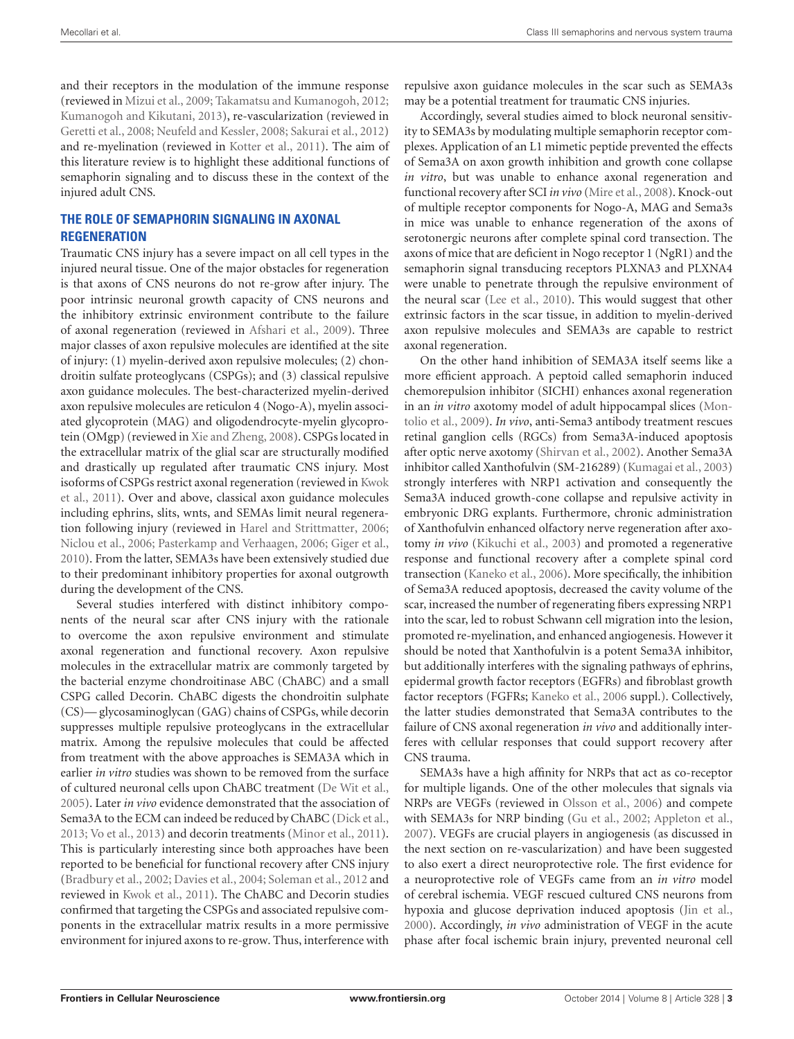and their receptors in the modulation of the immune response (reviewed in Mizui et al., 2009; Takamatsu and Kumanogoh, 2012; Kumanogoh and Kikutani, 2013), re-vascularization (reviewed in Geretti et al., 2008; Neufeld and Kessler, 2008; Sakurai et al., 2012) and re-myelination (reviewed in Kotter et al., 2011). The aim of this literature review is to highlight these additional functions of semaphorin signaling and to discuss these in the context of the injured adult CNS.

## THE ROLE OF SEMAPHORIN SIGNALING IN AXONAL REGENERATION

Traumatic CNS injury has a severe impact on all cell types in the injured neural tissue. One of the major obstacles for regeneration is that axons of CNS neurons do not re-grow after injury. The poor intrinsic neuronal growth capacity of CNS neurons and the inhibitory extrinsic environment contribute to the failure of axonal regeneration (reviewed in Afshari et al., 2009). Three major classes of axon repulsive molecules are identified at the site of injury: (1) myelin-derived axon repulsive molecules; (2) chondroitin sulfate proteoglycans (CSPGs); and (3) classical repulsive axon guidance molecules. The best-characterized myelin-derived axon repulsive molecules are reticulon 4 (Nogo-A), myelin associated glycoprotein (MAG) and oligodendrocyte-myelin glycoprotein (OMgp) (reviewed in Xie and Zheng, 2008). CSPGs located in the extracellular matrix of the glial scar are structurally modified and drastically up regulated after traumatic CNS injury. Most isoforms of CSPGs restrict axonal regeneration (reviewed in Kwok et al., 2011). Over and above, classical axon guidance molecules including ephrins, slits, wnts, and SEMAs limit neural regeneration following injury (reviewed in Harel and Strittmatter, 2006; Niclou et al., 2006; Pasterkamp and Verhaagen, 2006; Giger et al., 2010). From the latter, SEMA3s have been extensively studied due to their predominant inhibitory properties for axonal outgrowth during the development of the CNS.

Several studies interfered with distinct inhibitory components of the neural scar after CNS injury with the rationale to overcome the axon repulsive environment and stimulate axonal regeneration and functional recovery. Axon repulsive molecules in the extracellular matrix are commonly targeted by the bacterial enzyme chondroitinase ABC (ChABC) and a small CSPG called Decorin. ChABC digests the chondroitin sulphate (CS)— glycosaminoglycan (GAG) chains of CSPGs, while decorin suppresses multiple repulsive proteoglycans in the extracellular matrix. Among the repulsive molecules that could be affected from treatment with the above approaches is SEMA3A which in earlier *in vitro* studies was shown to be removed from the surface of cultured neuronal cells upon ChABC treatment (De Wit et al., 2005). Later *in vivo* evidence demonstrated that the association of Sema3A to the ECM can indeed be reduced by ChABC (Dick et al., 2013; Vo et al., 2013) and decorin treatments (Minor et al., 2011). This is particularly interesting since both approaches have been reported to be beneficial for functional recovery after CNS injury (Bradbury et al., 2002; Davies et al., 2004; Soleman et al., 2012 and reviewed in Kwok et al., 2011). The ChABC and Decorin studies confirmed that targeting the CSPGs and associated repulsive components in the extracellular matrix results in a more permissive environment for injured axons to re-grow. Thus, interference with repulsive axon guidance molecules in the scar such as SEMA3s may be a potential treatment for traumatic CNS injuries.

Accordingly, several studies aimed to block neuronal sensitivity to SEMA3s by modulating multiple semaphorin receptor complexes. Application of an L1 mimetic peptide prevented the effects of Sema3A on axon growth inhibition and growth cone collapse *in vitro*, but was unable to enhance axonal regeneration and functional recovery after SCI *in vivo* (Mire et al., 2008). Knock-out of multiple receptor components for Nogo-A, MAG and Sema3s in mice was unable to enhance regeneration of the axons of serotonergic neurons after complete spinal cord transection. The axons of mice that are deficient in Nogo receptor 1 (NgR1) and the semaphorin signal transducing receptors PLXNA3 and PLXNA4 were unable to penetrate through the repulsive environment of the neural scar (Lee et al., 2010). This would suggest that other extrinsic factors in the scar tissue, in addition to myelin-derived axon repulsive molecules and SEMA3s are capable to restrict axonal regeneration.

On the other hand inhibition of SEMA3A itself seems like a more efficient approach. A peptoid called semaphorin induced chemorepulsion inhibitor (SICHI) enhances axonal regeneration in an *in vitro* axotomy model of adult hippocampal slices (Montolio et al., 2009). *In vivo*, anti-Sema3 antibody treatment rescues retinal ganglion cells (RGCs) from Sema3A-induced apoptosis after optic nerve axotomy (Shirvan et al., 2002). Another Sema3A inhibitor called Xanthofulvin (SM-216289) (Kumagai et al., 2003) strongly interferes with NRP1 activation and consequently the Sema3A induced growth-cone collapse and repulsive activity in embryonic DRG explants. Furthermore, chronic administration of Xanthofulvin enhanced olfactory nerve regeneration after axotomy *in vivo* (Kikuchi et al., 2003) and promoted a regenerative response and functional recovery after a complete spinal cord transection (Kaneko et al., 2006). More specifically, the inhibition of Sema3A reduced apoptosis, decreased the cavity volume of the scar, increased the number of regenerating fibers expressing NRP1 into the scar, led to robust Schwann cell migration into the lesion, promoted re-myelination, and enhanced angiogenesis. However it should be noted that Xanthofulvin is a potent Sema3A inhibitor, but additionally interferes with the signaling pathways of ephrins, epidermal growth factor receptors (EGFRs) and fibroblast growth factor receptors (FGFRs; Kaneko et al., 2006 suppl.). Collectively, the latter studies demonstrated that Sema3A contributes to the failure of CNS axonal regeneration *in vivo* and additionally interferes with cellular responses that could support recovery after CNS trauma.

SEMA3s have a high affinity for NRPs that act as co-receptor for multiple ligands. One of the other molecules that signals via NRPs are VEGFs (reviewed in Olsson et al., 2006) and compete with SEMA3s for NRP binding (Gu et al., 2002; Appleton et al., 2007). VEGFs are crucial players in angiogenesis (as discussed in the next section on re-vascularization) and have been suggested to also exert a direct neuroprotective role. The first evidence for a neuroprotective role of VEGFs came from an *in vitro* model of cerebral ischemia. VEGF rescued cultured CNS neurons from hypoxia and glucose deprivation induced apoptosis (Jin et al., 2000). Accordingly, *in vivo* administration of VEGF in the acute phase after focal ischemic brain injury, prevented neuronal cell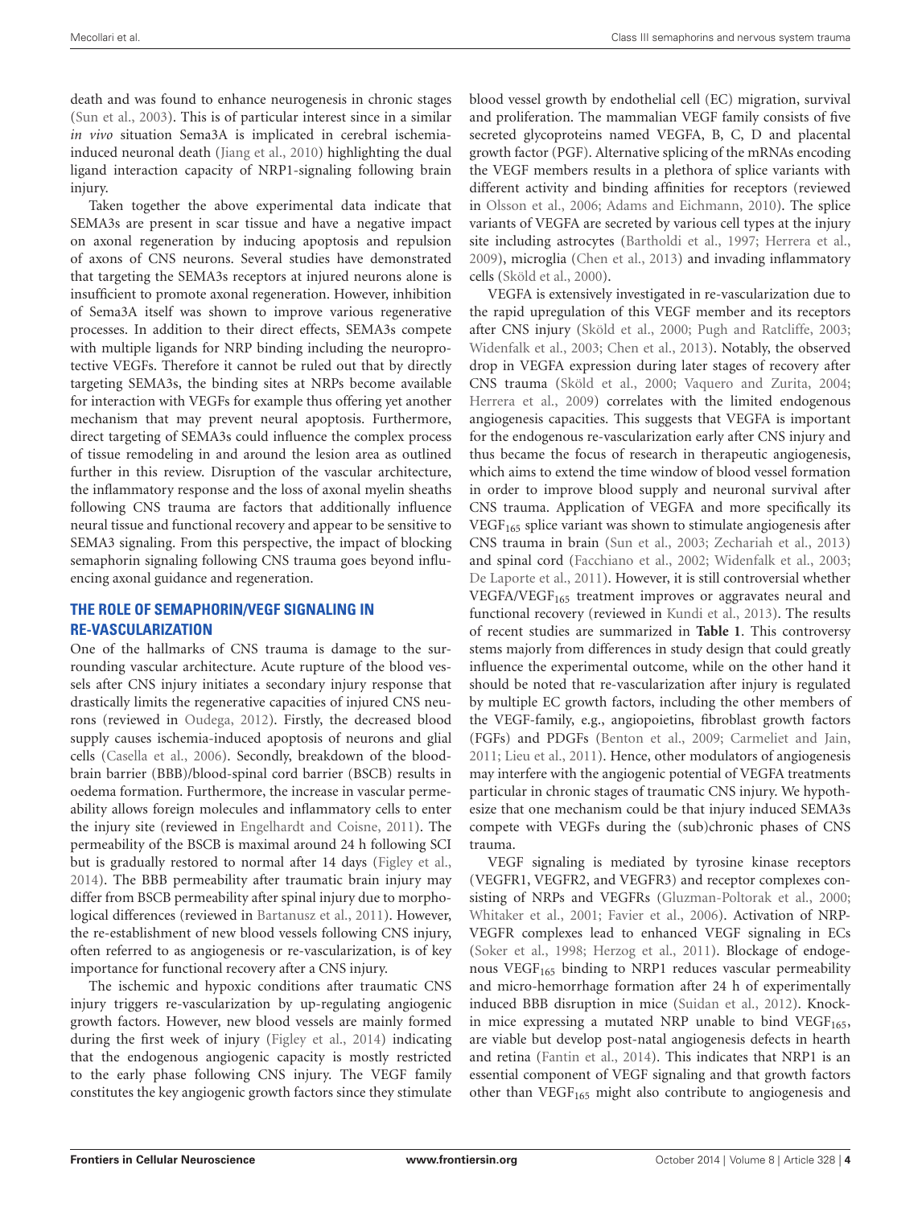death and was found to enhance neurogenesis in chronic stages (Sun et al., 2003). This is of particular interest since in a similar *in vivo* situation Sema3A is implicated in cerebral ischemia-induced neuronal death (Jiang et al., 2010) highlighting the dual ligand interaction capacity of NRP1-signaling following brain injury.

Taken together the above experimental data indicate that SEMA3s are present in scar tissue and have a negative impact on axonal regeneration by inducing apoptosis and repulsion of axons of CNS neurons. Several studies have demonstrated that targeting the SEMA3s receptors at injured neurons alone is insufficient to promote axonal regeneration. However, inhibition of Sema3A itself was shown to improve various regenerative processes. In addition to their direct effects, SEMA3s compete with multiple ligands for NRP binding including the neuroprotective VEGFs. Therefore it cannot be ruled out that by directly targeting SEMA3s, the binding sites at NRPs become available for interaction with VEGFs for example thus offering yet another mechanism that may prevent neural apoptosis. Furthermore, direct targeting of SEMA3s could influence the complex process of tissue remodeling in and around the lesion area as outlined further in this review. Disruption of the vascular architecture, the inflammatory response and the loss of axonal myelin sheaths following CNS trauma are factors that additionally influence neural tissue and functional recovery and appear to be sensitive to SEMA3 signaling. From this perspective, the impact of blocking semaphorin signaling following CNS trauma goes beyond influencing axonal guidance and regeneration.

## THE ROLE OF SEMAPHORIN/VEGF SIGNALING IN RE-VASCULARIZATION

One of the hallmarks of CNS trauma is damage to the surrounding vascular architecture. Acute rupture of the blood vessels after CNS injury initiates a secondary injury response that drastically limits the regenerative capacities of injured CNS neurons (reviewed in Oudega, 2012). Firstly, the decreased blood supply causes ischemia-induced apoptosis of neurons and glial cells (Casella et al., 2006). Secondly, breakdown of the blood-brain barrier (BBB)/blood-spinal cord barrier (BSCB) results in oedema formation. Furthermore, the increase in vascular permeability allows foreign molecules and inflammatory cells to enter the injury site (reviewed in Engelhardt and Coisne, 2011). The permeability of the BSCB is maximal around 24 h following SCI but is gradually restored to normal after 14 days (Figley et al., 2014). The BBB permeability after traumatic brain injury may differ from BSCB permeability after spinal injury due to morphological differences (reviewed in Bartanusz et al., 2011). However, the re-establishment of new blood vessels following CNS injury, often referred to as angiogenesis or re-vascularization, is of key importance for functional recovery after a CNS injury.

The ischemic and hypoxic conditions after traumatic CNS injury triggers re-vascularization by up-regulating angiogenic growth factors. However, new blood vessels are mainly formed during the first week of injury (Figley et al., 2014) indicating that the endogenous angiogenic capacity is mostly restricted to the early phase following CNS injury. The VEGF family constitutes the key angiogenic growth factors since they stimulate blood vessel growth by endothelial cell (EC) migration, survival and proliferation. The mammalian VEGF family consists of five secreted glycoproteins named VEGFA, B, C, D and placental growth factor (PGF). Alternative splicing of the mRNAs encoding the VEGF members results in a plethora of splice variants with different activity and binding affinities for receptors (reviewed in Olsson et al., 2006; Adams and Eichmann, 2010). The splice variants of VEGFA are secreted by various cell types at the injury site including astrocytes (Bartholdi et al., 1997; Herrera et al., 2009), microglia (Chen et al., 2013) and invading inflammatory cells (Sköld et al., 2000).

VEGFA is extensively investigated in re-vascularization due to the rapid upregulation of this VEGF member and its receptors after CNS injury (Sköld et al., 2000; Pugh and Ratcliffe, 2003; Widenfalk et al., 2003; Chen et al., 2013). Notably, the observed drop in VEGFA expression during later stages of recovery after CNS trauma (Sköld et al., 2000; Vaquero and Zurita, 2004; Herrera et al., 2009) correlates with the limited endogenous angiogenesis capacities. This suggests that VEGFA is important for the endogenous re-vascularization early after CNS injury and thus became the focus of research in therapeutic angiogenesis, which aims to extend the time window of blood vessel formation in order to improve blood supply and neuronal survival after CNS trauma. Application of VEGFA and more specifically its $VEGF_{165}$ splice variant was shown to stimulate angiogenesis after CNS trauma in brain (Sun et al., 2003; Zechariah et al., 2013) and spinal cord (Facchiano et al., 2002; Widenfalk et al., 2003; De Laporte et al., 2011). However, it is still controversial whether VEGFA/$VEGF_{165}$ treatment improves or aggravates neural and functional recovery (reviewed in Kundi et al., 2013). The results of recent studies are summarized in **Table 1**. This controversy stems majorly from differences in study design that could greatly influence the experimental outcome, while on the other hand it should be noted that re-vascularization after injury is regulated by multiple EC growth factors, including the other members of the VEGF-family, e.g., angiopoietins, fibroblast growth factors (FGFs) and PDGFs (Benton et al., 2009; Carmeliet and Jain, 2011; Lieu et al., 2011). Hence, other modulators of angiogenesis may interfere with the angiogenic potential of VEGFA treatments particular in chronic stages of traumatic CNS injury. We hypothesize that one mechanism could be that injury induced SEMA3s compete with VEGFs during the (sub)chronic phases of CNS trauma.

VEGF signaling is mediated by tyrosine kinase receptors (VEGFR1, VEGFR2, and VEGFR3) and receptor complexes consisting of NRPs and VEGFRs (Gluzman-Poltorak et al., 2000; Whitaker et al., 2001; Favier et al., 2006). Activation of NRP-VEGFR complexes lead to enhanced VEGF signaling in ECs (Soker et al., 1998; Herzog et al., 2011). Blockage of endogenous $VEGF_{165}$ binding to NRP1 reduces vascular permeability and micro-hemorrhage formation after 24 h of experimentally induced BBB disruption in mice (Suidan et al., 2012). Knock-in mice expressing a mutated NRP unable to bind $VEGF_{165}$, are viable but develop post-natal angiogenesis defects in hearth and retina (Fantin et al., 2014). This indicates that NRP1 is an essential component of VEGF signaling and that growth factors other than $VEGF_{165}$ might also contribute to angiogenesis and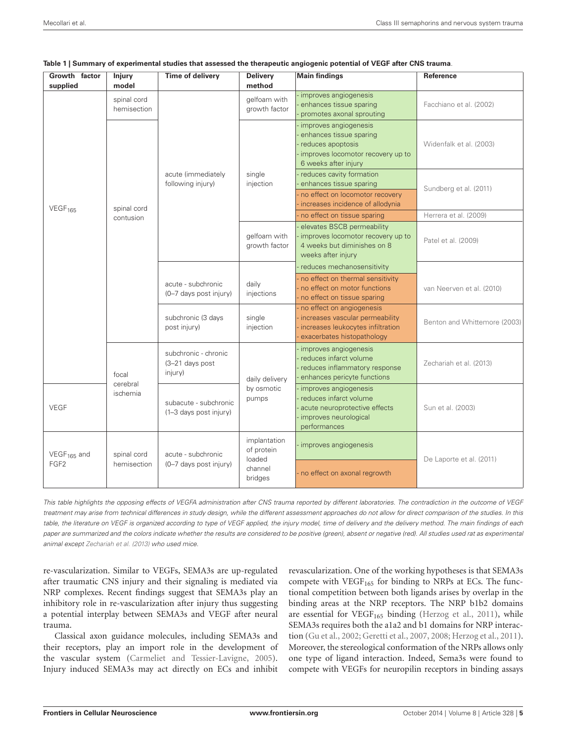**Table 1 | Summary of experimental studies that assessed the therapeutic angiogenic potential of VEGF after CNS trauma.**

| Growth factor supplied | Injury model | Time of delivery | Delivery method | Main findings | Reference |
|---|---|---|---|---|---|
| $VEGF_{165}$ | spinal cord hemisection | acute (immediately following injury) | gelfoam with growth factor | - improves angiogenesis<br>- enhances tissue sparing<br>- promotes axonal sprouting | Facchiano et al. (2002) |
| $VEGF_{165}$ | spinal cord contusion | acute (immediately following injury) | single injection | - improves angiogenesis<br>- enhances tissue sparing<br>- reduces apoptosis<br>- improves locomotor recovery up to 6 weeks after injury | Widenfalk et al. (2003) |
| $VEGF_{165}$ | spinal cord contusion | acute (immediately following injury) | single injection | - reduces cavity formation<br>- enhances tissue sparing<br>- no effect on locomotor recovery<br>- increases incidence of allodynia | Sundberg et al. (2011) |
| $VEGF_{165}$ | spinal cord contusion | acute (immediately following injury) | single injection | - no effect on tissue sparing | Herrera et al. (2009) |
| $VEGF_{165}$ | spinal cord contusion | acute (immediately following injury) | gelfoam with growth factor | - elevates BSCB permeability<br>- improves locomotor recovery up to 4 weeks but diminishes on 8 weeks after injury | Patel et al. (2009) |
| $VEGF_{165}$ | spinal cord contusion | acute - subchronic (0–7 days post injury) | daily injections | - reduces mechanosensitivity<br>- no effect on thermal sensitivity<br>- no effect on motor functions<br>- no effect on tissue sparing | van Neerven et al. (2010) |
| $VEGF_{165}$ | spinal cord contusion | subchronic (3 days post injury) | single injection | - no effect on angiogenesis<br>- increases vascular permeability<br>- increases leukocytes infiltration<br>- exacerbates histopathology | Benton and Whittemore (2003) |
| $VEGF_{165}$ | focal cerebral ischemia | subchronic - chronic (3–21 days post injury) | daily delivery by osmotic pumps | - improves angiogenesis<br>- reduces infarct volume<br>- reduces inflammatory response<br>- enhances pericyte functions | Zechariah et al. (2013) |
| VEGF | focal cerebral ischemia | subacute - subchronic (1–3 days post injury) | daily delivery by osmotic pumps | - improves angiogenesis<br>- reduces infarct volume<br>- acute neuroprotective effects<br>- improves neurological performances | Sun et al. (2003) |
| $VEGF_{165}$ and FGF2 | spinal cord hemisection | acute - subchronic (0–7 days post injury) | implantation of protein loaded channel bridges | - improves angiogenesis<br>- no effect on axonal regrowth | De Laporte et al. (2011) |

*This table highlights the opposing effects of VEGFA administration after CNS trauma reported by different laboratories. The contradiction in the outcome of VEGF treatment may arise from technical differences in study design, while the different assessment approaches do not allow for direct comparison of the studies. In this table, the literature on VEGF is organized according to type of VEGF applied, the injury model, time of delivery and the delivery method. The main findings of each paper are summarized and the colors indicate whether the results are considered to be positive (green), absent or negative (red). All studies used rat as experimental animal except Zechariah et al. (2013) who used mice.*

re-vascularization. Similar to VEGFs, SEMA3s are up-regulated after traumatic CNS injury and their signaling is mediated via NRP complexes. Recent findings suggest that SEMA3s play an inhibitory role in re-vascularization after injury thus suggesting a potential interplay between SEMA3s and VEGF after neural trauma.

Classical axon guidance molecules, including SEMA3s and their receptors, play an import role in the development of the vascular system (Carmeliet and Tessier-Lavigne, 2005). Injury induced SEMA3s may act directly on ECs and inhibit revascularization. One of the working hypotheses is that SEMA3s compete with $VEGF_{165}$ for binding to NRPs at ECs. The functional competition between both ligands arises by overlap in the binding areas at the NRP receptors. The NRP b1b2 domains are essential for $VEGF_{165}$ binding (Herzog et al., 2011), while SEMA3s requires both the a1a2 and b1 domains for NRP interaction (Gu et al., 2002; Geretti et al., 2007, 2008; Herzog et al., 2011). Moreover, the stereological conformation of the NRPs allows only one type of ligand interaction. Indeed, Sema3s were found to compete with VEGFs for neuropilin receptors in binding assays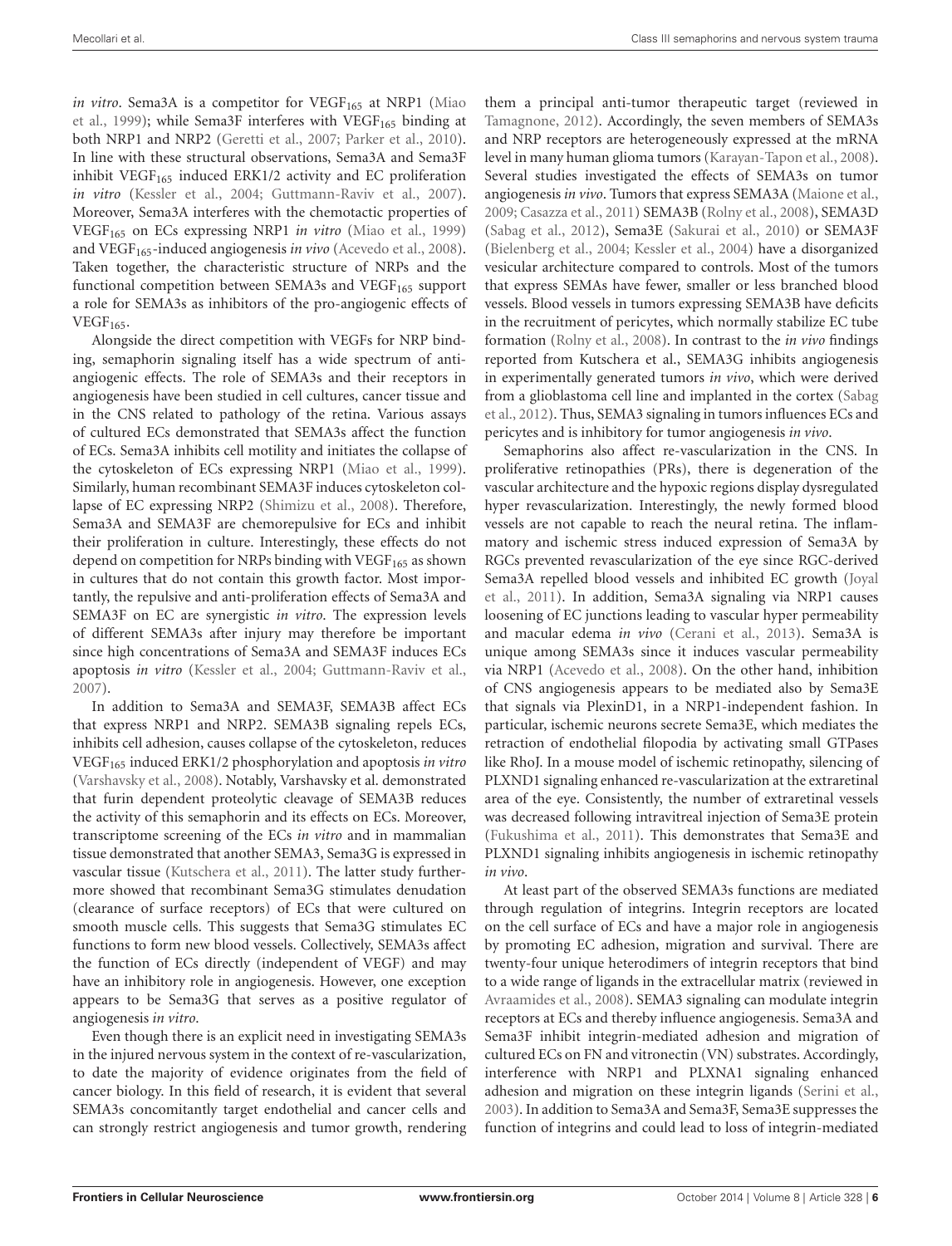*in vitro*. Sema3A is a competitor for $VEGF_{165}$ at NRP1 (Miao et al., 1999); while Sema3F interferes with $VEGF_{165}$ binding at both NRP1 and NRP2 (Geretti et al., 2007; Parker et al., 2010). In line with these structural observations, Sema3A and Sema3F inhibit $VEGF_{165}$ induced ERK1/2 activity and EC proliferation *in vitro* (Kessler et al., 2004; Guttmann-Raviv et al., 2007). Moreover, Sema3A interferes with the chemotactic properties of $VEGF_{165}$ on ECs expressing NRP1 *in vitro* (Miao et al., 1999) and $VEGF_{165}$-induced angiogenesis *in vivo* (Acevedo et al., 2008). Taken together, the characteristic structure of NRPs and the functional competition between SEMA3s and $VEGF_{165}$ support a role for SEMA3s as inhibitors of the pro-angiogenic effects of $VEGF_{165}$.

Alongside the direct competition with VEGFs for NRP binding, semaphorin signaling itself has a wide spectrum of anti-angiogenic effects. The role of SEMA3s and their receptors in angiogenesis have been studied in cell cultures, cancer tissue and in the CNS related to pathology of the retina. Various assays of cultured ECs demonstrated that SEMA3s affect the function of ECs. Sema3A inhibits cell motility and initiates the collapse of the cytoskeleton of ECs expressing NRP1 (Miao et al., 1999). Similarly, human recombinant SEMA3F induces cytoskeleton collapse of EC expressing NRP2 (Shimizu et al., 2008). Therefore, Sema3A and SEMA3F are chemorepulsive for ECs and inhibit their proliferation in culture. Interestingly, these effects do not depend on competition for NRPs binding with $VEGF_{165}$ as shown in cultures that do not contain this growth factor. Most importantly, the repulsive and anti-proliferation effects of Sema3A and SEMA3F on EC are synergistic *in vitro*. The expression levels of different SEMA3s after injury may therefore be important since high concentrations of Sema3A and SEMA3F induces ECs apoptosis *in vitro* (Kessler et al., 2004; Guttmann-Raviv et al., 2007).

In addition to Sema3A and SEMA3F, SEMA3B affect ECs that express NRP1 and NRP2. SEMA3B signaling repels ECs, inhibits cell adhesion, causes collapse of the cytoskeleton, reduces $VEGF_{165}$ induced ERK1/2 phosphorylation and apoptosis *in vitro* (Varshavsky et al., 2008). Notably, Varshavsky et al. demonstrated that furin dependent proteolytic cleavage of SEMA3B reduces the activity of this semaphorin and its effects on ECs. Moreover, transcriptome screening of the ECs *in vitro* and in mammalian tissue demonstrated that another SEMA3, Sema3G is expressed in vascular tissue (Kutschera et al., 2011). The latter study furthermore showed that recombinant Sema3G stimulates denudation (clearance of surface receptors) of ECs that were cultured on smooth muscle cells. This suggests that Sema3G stimulates EC functions to form new blood vessels. Collectively, SEMA3s affect the function of ECs directly (independent of VEGF) and may have an inhibitory role in angiogenesis. However, one exception appears to be Sema3G that serves as a positive regulator of angiogenesis *in vitro*.

Even though there is an explicit need in investigating SEMA3s in the injured nervous system in the context of re-vascularization, to date the majority of evidence originates from the field of cancer biology. In this field of research, it is evident that several SEMA3s concomitantly target endothelial and cancer cells and can strongly restrict angiogenesis and tumor growth, rendering them a principal anti-tumor therapeutic target (reviewed in Tamagnone, 2012). Accordingly, the seven members of SEMA3s and NRP receptors are heterogeneously expressed at the mRNA level in many human glioma tumors (Karayan-Tapon et al., 2008). Several studies investigated the effects of SEMA3s on tumor angiogenesis *in vivo*. Tumors that express SEMA3A (Maione et al., 2009; Casazza et al., 2011) SEMA3B (Rolny et al., 2008), SEMA3D (Sabag et al., 2012), Sema3E (Sakurai et al., 2010) or SEMA3F (Bielenberg et al., 2004; Kessler et al., 2004) have a disorganized vesicular architecture compared to controls. Most of the tumors that express SEMAs have fewer, smaller or less branched blood vessels. Blood vessels in tumors expressing SEMA3B have deficits in the recruitment of pericytes, which normally stabilize EC tube formation (Rolny et al., 2008). In contrast to the *in vivo* findings reported from Kutschera et al., SEMA3G inhibits angiogenesis in experimentally generated tumors *in vivo*, which were derived from a glioblastoma cell line and implanted in the cortex (Sabag et al., 2012). Thus, SEMA3 signaling in tumors influences ECs and pericytes and is inhibitory for tumor angiogenesis *in vivo*.

Semaphorins also affect re-vascularization in the CNS. In proliferative retinopathies (PRs), there is degeneration of the vascular architecture and the hypoxic regions display dysregulated hyper revascularization. Interestingly, the newly formed blood vessels are not capable to reach the neural retina. The inflammatory and ischemic stress induced expression of Sema3A by RGCs prevented revascularization of the eye since RGC-derived Sema3A repelled blood vessels and inhibited EC growth (Joyal et al., 2011). In addition, Sema3A signaling via NRP1 causes loosening of EC junctions leading to vascular hyper permeability and macular edema *in vivo* (Cerani et al., 2013). Sema3A is unique among SEMA3s since it induces vascular permeability via NRP1 (Acevedo et al., 2008). On the other hand, inhibition of CNS angiogenesis appears to be mediated also by Sema3E that signals via PlexinD1, in a NRP1-independent fashion. In particular, ischemic neurons secrete Sema3E, which mediates the retraction of endothelial filopodia by activating small GTPases like RhoJ. In a mouse model of ischemic retinopathy, silencing of PLXND1 signaling enhanced re-vascularization at the extraretinal area of the eye. Consistently, the number of extraretinal vessels was decreased following intravitreal injection of Sema3E protein (Fukushima et al., 2011). This demonstrates that Sema3E and PLXND1 signaling inhibits angiogenesis in ischemic retinopathy *in vivo*.

At least part of the observed SEMA3s functions are mediated through regulation of integrins. Integrin receptors are located on the cell surface of ECs and have a major role in angiogenesis by promoting EC adhesion, migration and survival. There are twenty-four unique heterodimers of integrin receptors that bind to a wide range of ligands in the extracellular matrix (reviewed in Avraamides et al., 2008). SEMA3 signaling can modulate integrin receptors at ECs and thereby influence angiogenesis. Sema3A and Sema3F inhibit integrin-mediated adhesion and migration of cultured ECs on FN and vitronectin (VN) substrates. Accordingly, interference with NRP1 and PLXNA1 signaling enhanced adhesion and migration on these integrin ligands (Serini et al., 2003). In addition to Sema3A and Sema3F, Sema3E suppresses the function of integrins and could lead to loss of integrin-mediated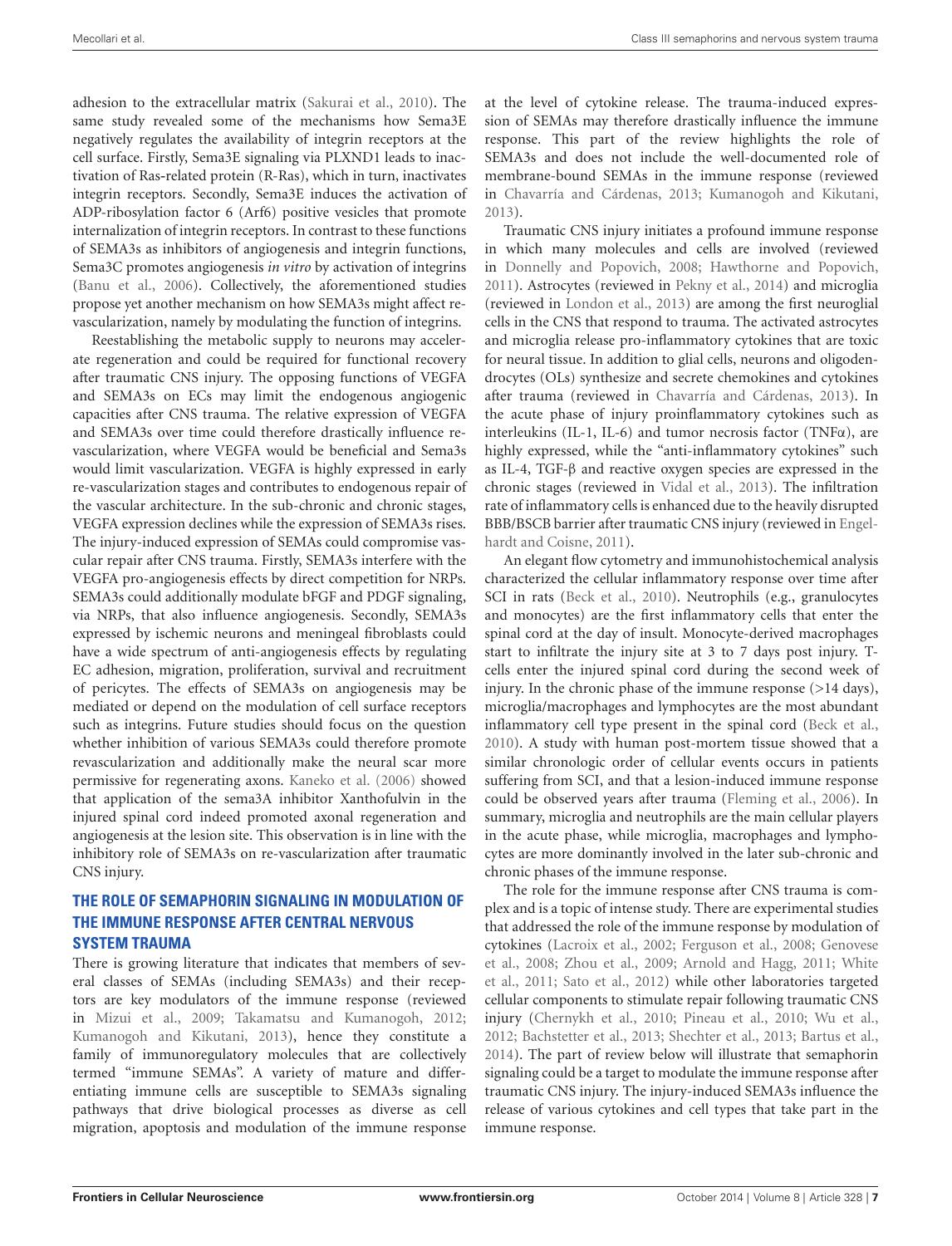adhesion to the extracellular matrix (Sakurai et al., 2010). The same study revealed some of the mechanisms how Sema3E negatively regulates the availability of integrin receptors at the cell surface. Firstly, Sema3E signaling via PLXND1 leads to inactivation of Ras-related protein (R-Ras), which in turn, inactivates integrin receptors. Secondly, Sema3E induces the activation of ADP-ribosylation factor 6 (Arf6) positive vesicles that promote internalization of integrin receptors. In contrast to these functions of SEMA3s as inhibitors of angiogenesis and integrin functions, Sema3C promotes angiogenesis *in vitro* by activation of integrins (Banu et al., 2006). Collectively, the aforementioned studies propose yet another mechanism on how SEMA3s might affect re-vascularization, namely by modulating the function of integrins.

Reestablishing the metabolic supply to neurons may accelerate regeneration and could be required for functional recovery after traumatic CNS injury. The opposing functions of VEGFA and SEMA3s on ECs may limit the endogenous angiogenic capacities after CNS trauma. The relative expression of VEGFA and SEMA3s over time could therefore drastically influence re-vascularization, where VEGFA would be beneficial and Sema3s would limit vascularization. VEGFA is highly expressed in early re-vascularization stages and contributes to endogenous repair of the vascular architecture. In the sub-chronic and chronic stages, VEGFA expression declines while the expression of SEMA3s rises. The injury-induced expression of SEMAs could compromise vascular repair after CNS trauma. Firstly, SEMA3s interfere with the VEGFA pro-angiogenesis effects by direct competition for NRPs. SEMA3s could additionally modulate bFGF and PDGF signaling, via NRPs, that also influence angiogenesis. Secondly, SEMA3s expressed by ischemic neurons and meningeal fibroblasts could have a wide spectrum of anti-angiogenesis effects by regulating EC adhesion, migration, proliferation, survival and recruitment of pericytes. The effects of SEMA3s on angiogenesis may be mediated or depend on the modulation of cell surface receptors such as integrins. Future studies should focus on the question whether inhibition of various SEMA3s could therefore promote revascularization and additionally make the neural scar more permissive for regenerating axons. Kaneko et al. (2006) showed that application of the sema3A inhibitor Xanthofulvin in the injured spinal cord indeed promoted axonal regeneration and angiogenesis at the lesion site. This observation is in line with the inhibitory role of SEMA3s on re-vascularization after traumatic CNS injury.

## THE ROLE OF SEMAPHORIN SIGNALING IN MODULATION OF THE IMMUNE RESPONSE AFTER CENTRAL NERVOUS SYSTEM TRAUMA

There is growing literature that indicates that members of several classes of SEMAs (including SEMA3s) and their receptors are key modulators of the immune response (reviewed in Mizui et al., 2009; Takamatsu and Kumanogoh, 2012; Kumanogoh and Kikutani, 2013), hence they constitute a family of immunoregulatory molecules that are collectively termed "immune SEMAs". A variety of mature and differentiating immune cells are susceptible to SEMA3s signaling pathways that drive biological processes as diverse as cell migration, apoptosis and modulation of the immune response at the level of cytokine release. The trauma-induced expression of SEMAs may therefore drastically influence the immune response. This part of the review highlights the role of SEMA3s and does not include the well-documented role of membrane-bound SEMAs in the immune response (reviewed in Chavarría and Cárdenas, 2013; Kumanogoh and Kikutani, 2013).

Traumatic CNS injury initiates a profound immune response in which many molecules and cells are involved (reviewed in Donnelly and Popovich, 2008; Hawthorne and Popovich, 2011). Astrocytes (reviewed in Pekny et al., 2014) and microglia (reviewed in London et al., 2013) are among the first neuroglial cells in the CNS that respond to trauma. The activated astrocytes and microglia release pro-inflammatory cytokines that are toxic for neural tissue. In addition to glial cells, neurons and oligodendrocytes (OLs) synthesize and secrete chemokines and cytokines after trauma (reviewed in Chavarría and Cárdenas, 2013). In the acute phase of injury proinflammatory cytokines such as interleukins (IL-1, IL-6) and tumor necrosis factor (TNFα), are highly expressed, while the "anti-inflammatory cytokines" such as IL-4, TGF-β and reactive oxygen species are expressed in the chronic stages (reviewed in Vidal et al., 2013). The infiltration rate of inflammatory cells is enhanced due to the heavily disrupted BBB/BSCB barrier after traumatic CNS injury (reviewed in Engelhardt and Coisne, 2011).

An elegant flow cytometry and immunohistochemical analysis characterized the cellular inflammatory response over time after SCI in rats (Beck et al., 2010). Neutrophils (e.g., granulocytes and monocytes) are the first inflammatory cells that enter the spinal cord at the day of insult. Monocyte-derived macrophages start to infiltrate the injury site at 3 to 7 days post injury. T-cells enter the injured spinal cord during the second week of injury. In the chronic phase of the immune response (>14 days), microglia/macrophages and lymphocytes are the most abundant inflammatory cell type present in the spinal cord (Beck et al., 2010). A study with human post-mortem tissue showed that a similar chronologic order of cellular events occurs in patients suffering from SCI, and that a lesion-induced immune response could be observed years after trauma (Fleming et al., 2006). In summary, microglia and neutrophils are the main cellular players in the acute phase, while microglia, macrophages and lymphocytes are more dominantly involved in the later sub-chronic and chronic phases of the immune response.

The role for the immune response after CNS trauma is complex and is a topic of intense study. There are experimental studies that addressed the role of the immune response by modulation of cytokines (Lacroix et al., 2002; Ferguson et al., 2008; Genovese et al., 2008; Zhou et al., 2009; Arnold and Hagg, 2011; White et al., 2011; Sato et al., 2012) while other laboratories targeted cellular components to stimulate repair following traumatic CNS injury (Chernykh et al., 2010; Pineau et al., 2010; Wu et al., 2012; Bachstetter et al., 2013; Shechter et al., 2013; Bartus et al., 2014). The part of review below will illustrate that semaphorin signaling could be a target to modulate the immune response after traumatic CNS injury. The injury-induced SEMA3s influence the release of various cytokines and cell types that take part in the immune response.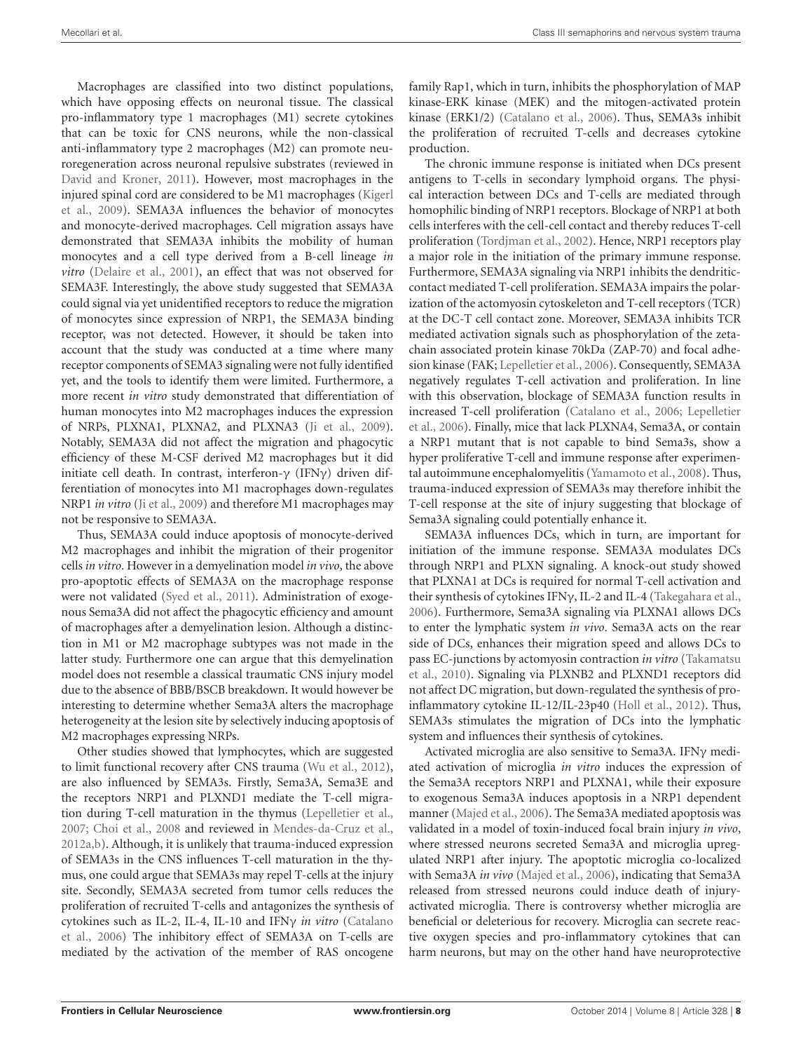Macrophages are classified into two distinct populations, which have opposing effects on neuronal tissue. The classical pro-inflammatory type 1 macrophages (M1) secrete cytokines that can be toxic for CNS neurons, while the non-classical anti-inflammatory type 2 macrophages (M2) can promote neuroregeneration across neuronal repulsive substrates (reviewed in David and Kroner, 2011). However, most macrophages in the injured spinal cord are considered to be M1 macrophages (Kigerl et al., 2009). SEMA3A influences the behavior of monocytes and monocyte-derived macrophages. Cell migration assays have demonstrated that SEMA3A inhibits the mobility of human monocytes and a cell type derived from a B-cell lineage *in vitro* (Delaire et al., 2001), an effect that was not observed for SEMA3F. Interestingly, the above study suggested that SEMA3A could signal via yet unidentified receptors to reduce the migration of monocytes since expression of NRP1, the SEMA3A binding receptor, was not detected. However, it should be taken into account that the study was conducted at a time where many receptor components of SEMA3 signaling were not fully identified yet, and the tools to identify them were limited. Furthermore, a more recent *in vitro* study demonstrated that differentiation of human monocytes into M2 macrophages induces the expression of NRPs, PLXNA1, PLXNA2, and PLXNA3 (Ji et al., 2009). Notably, SEMA3A did not affect the migration and phagocytic efficiency of these M-CSF derived M2 macrophages but it did initiate cell death. In contrast, interferon-γ (IFNγ) driven differentiation of monocytes into M1 macrophages down-regulates NRP1 *in vitro* (Ji et al., 2009) and therefore M1 macrophages may not be responsive to SEMA3A.

Thus, SEMA3A could induce apoptosis of monocyte-derived M2 macrophages and inhibit the migration of their progenitor cells *in vitro*. However in a demyelination model *in vivo*, the above pro-apoptotic effects of SEMA3A on the macrophage response were not validated (Syed et al., 2011). Administration of exogenous Sema3A did not affect the phagocytic efficiency and amount of macrophages after a demyelination lesion. Although a distinction in M1 or M2 macrophage subtypes was not made in the latter study. Furthermore one can argue that this demyelination model does not resemble a classical traumatic CNS injury model due to the absence of BBB/BSCB breakdown. It would however be interesting to determine whether Sema3A alters the macrophage heterogeneity at the lesion site by selectively inducing apoptosis of M2 macrophages expressing NRPs.

Other studies showed that lymphocytes, which are suggested to limit functional recovery after CNS trauma (Wu et al., 2012), are also influenced by SEMA3s. Firstly, Sema3A, Sema3E and the receptors NRP1 and PLXND1 mediate the T-cell migration during T-cell maturation in the thymus (Lepelletier et al., 2007; Choi et al., 2008 and reviewed in Mendes-da-Cruz et al., 2012a,b). Although, it is unlikely that trauma-induced expression of SEMA3s in the CNS influences T-cell maturation in the thymus, one could argue that SEMA3s may repel T-cells at the injury site. Secondly, SEMA3A secreted from tumor cells reduces the proliferation of recruited T-cells and antagonizes the synthesis of cytokines such as IL-2, IL-4, IL-10 and IFNγ *in vitro* (Catalano et al., 2006) The inhibitory effect of SEMA3A on T-cells are mediated by the activation of the member of RAS oncogene family Rap1, which in turn, inhibits the phosphorylation of MAP kinase-ERK kinase (MEK) and the mitogen-activated protein kinase (ERK1/2) (Catalano et al., 2006). Thus, SEMA3s inhibit the proliferation of recruited T-cells and decreases cytokine production.

The chronic immune response is initiated when DCs present antigens to T-cells in secondary lymphoid organs. The physical interaction between DCs and T-cells are mediated through homophilic binding of NRP1 receptors. Blockage of NRP1 at both cells interferes with the cell-cell contact and thereby reduces T-cell proliferation (Tordjman et al., 2002). Hence, NRP1 receptors play a major role in the initiation of the primary immune response. Furthermore, SEMA3A signaling via NRP1 inhibits the dendritic-contact mediated T-cell proliferation. SEMA3A impairs the polarization of the actomyosin cytoskeleton and T-cell receptors (TCR) at the DC-T cell contact zone. Moreover, SEMA3A inhibits TCR mediated activation signals such as phosphorylation of the zeta-chain associated protein kinase 70kDa (ZAP-70) and focal adhesion kinase (FAK; Lepelletier et al., 2006). Consequently, SEMA3A negatively regulates T-cell activation and proliferation. In line with this observation, blockage of SEMA3A function results in increased T-cell proliferation (Catalano et al., 2006; Lepelletier et al., 2006). Finally, mice that lack PLXNA4, Sema3A, or contain a NRP1 mutant that is not capable to bind Sema3s, show a hyper proliferative T-cell and immune response after experimental autoimmune encephalomyelitis (Yamamoto et al., 2008). Thus, trauma-induced expression of SEMA3s may therefore inhibit the T-cell response at the site of injury suggesting that blockage of Sema3A signaling could potentially enhance it.

SEMA3A influences DCs, which in turn, are important for initiation of the immune response. SEMA3A modulates DCs through NRP1 and PLXN signaling. A knock-out study showed that PLXNA1 at DCs is required for normal T-cell activation and their synthesis of cytokines IFNγ, IL-2 and IL-4 (Takegahara et al., 2006). Furthermore, Sema3A signaling via PLXNA1 allows DCs to enter the lymphatic system *in vivo*. Sema3A acts on the rear side of DCs, enhances their migration speed and allows DCs to pass EC-junctions by actomyosin contraction *in vitro* (Takamatsu et al., 2010). Signaling via PLXNB2 and PLXND1 receptors did not affect DC migration, but down-regulated the synthesis of pro-inflammatory cytokine IL-12/IL-23p40 (Holl et al., 2012). Thus, SEMA3s stimulates the migration of DCs into the lymphatic system and influences their synthesis of cytokines.

Activated microglia are also sensitive to Sema3A. IFNγ mediated activation of microglia *in vitro* induces the expression of the Sema3A receptors NRP1 and PLXNA1, while their exposure to exogenous Sema3A induces apoptosis in a NRP1 dependent manner (Majed et al., 2006). The Sema3A mediated apoptosis was validated in a model of toxin-induced focal brain injury *in vivo*, where stressed neurons secreted Sema3A and microglia upregulated NRP1 after injury. The apoptotic microglia co-localized with Sema3A *in vivo* (Majed et al., 2006), indicating that Sema3A released from stressed neurons could induce death of injury-activated microglia. There is controversy whether microglia are beneficial or deleterious for recovery. Microglia can secrete reactive oxygen species and pro-inflammatory cytokines that can harm neurons, but may on the other hand have neuroprotective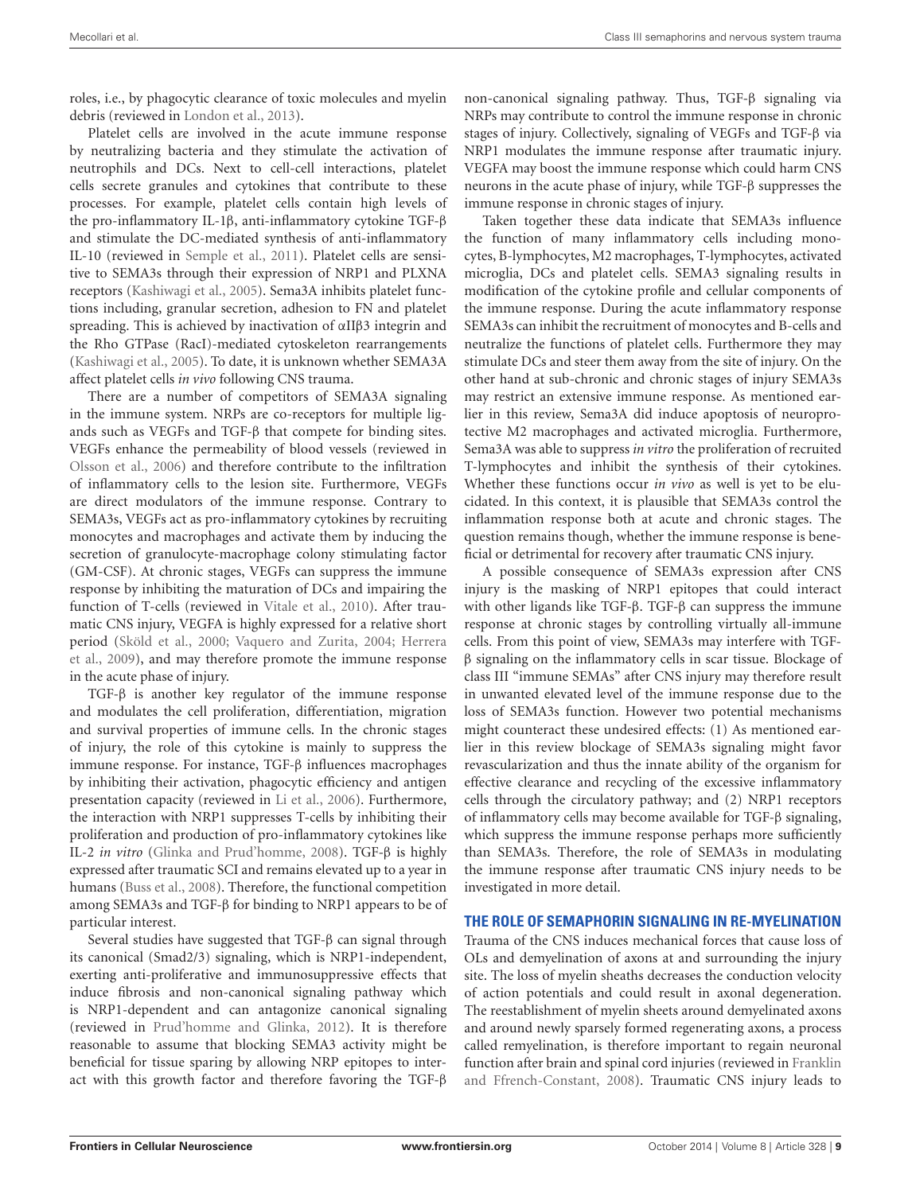roles, i.e., by phagocytic clearance of toxic molecules and myelin debris (reviewed in London et al., 2013).

Platelet cells are involved in the acute immune response by neutralizing bacteria and they stimulate the activation of neutrophils and DCs. Next to cell-cell interactions, platelet cells secrete granules and cytokines that contribute to these processes. For example, platelet cells contain high levels of the pro-inflammatory IL-1β, anti-inflammatory cytokine TGF-β and stimulate the DC-mediated synthesis of anti-inflammatory IL-10 (reviewed in Semple et al., 2011). Platelet cells are sensitive to SEMA3s through their expression of NRP1 and PLXNA receptors (Kashiwagi et al., 2005). Sema3A inhibits platelet functions including, granular secretion, adhesion to FN and platelet spreading. This is achieved by inactivation of αIIβ3 integrin and the Rho GTPase (RacI)-mediated cytoskeleton rearrangements (Kashiwagi et al., 2005). To date, it is unknown whether SEMA3A affect platelet cells *in vivo* following CNS trauma.

There are a number of competitors of SEMA3A signaling in the immune system. NRPs are co-receptors for multiple ligands such as VEGFs and TGF-β that compete for binding sites. VEGFs enhance the permeability of blood vessels (reviewed in Olsson et al., 2006) and therefore contribute to the infiltration of inflammatory cells to the lesion site. Furthermore, VEGFs are direct modulators of the immune response. Contrary to SEMA3s, VEGFs act as pro-inflammatory cytokines by recruiting monocytes and macrophages and activate them by inducing the secretion of granulocyte-macrophage colony stimulating factor (GM-CSF). At chronic stages, VEGFs can suppress the immune response by inhibiting the maturation of DCs and impairing the function of T-cells (reviewed in Vitale et al., 2010). After traumatic CNS injury, VEGFA is highly expressed for a relative short period (Sköld et al., 2000; Vaquero and Zurita, 2004; Herrera et al., 2009), and may therefore promote the immune response in the acute phase of injury.

TGF-β is another key regulator of the immune response and modulates the cell proliferation, differentiation, migration and survival properties of immune cells. In the chronic stages of injury, the role of this cytokine is mainly to suppress the immune response. For instance, TGF-β influences macrophages by inhibiting their activation, phagocytic efficiency and antigen presentation capacity (reviewed in Li et al., 2006). Furthermore, the interaction with NRP1 suppresses T-cells by inhibiting their proliferation and production of pro-inflammatory cytokines like IL-2 *in vitro* (Glinka and Prud'homme, 2008). TGF-β is highly expressed after traumatic SCI and remains elevated up to a year in humans (Buss et al., 2008). Therefore, the functional competition among SEMA3s and TGF-β for binding to NRP1 appears to be of particular interest.

Several studies have suggested that TGF-β can signal through its canonical (Smad2/3) signaling, which is NRP1-independent, exerting anti-proliferative and immunosuppressive effects that induce fibrosis and non-canonical signaling pathway which is NRP1-dependent and can antagonize canonical signaling (reviewed in Prud'homme and Glinka, 2012). It is therefore reasonable to assume that blocking SEMA3 activity might be beneficial for tissue sparing by allowing NRP epitopes to interact with this growth factor and therefore favoring the TGF-β non-canonical signaling pathway. Thus, TGF-β signaling via NRPs may contribute to control the immune response in chronic stages of injury. Collectively, signaling of VEGFs and TGF-β via NRP1 modulates the immune response after traumatic injury. VEGFA may boost the immune response which could harm CNS neurons in the acute phase of injury, while TGF-β suppresses the immune response in chronic stages of injury.

Taken together these data indicate that SEMA3s influence the function of many inflammatory cells including monocytes, B-lymphocytes, M2 macrophages, T-lymphocytes, activated microglia, DCs and platelet cells. SEMA3 signaling results in modification of the cytokine profile and cellular components of the immune response. During the acute inflammatory response SEMA3s can inhibit the recruitment of monocytes and B-cells and neutralize the functions of platelet cells. Furthermore they may stimulate DCs and steer them away from the site of injury. On the other hand at sub-chronic and chronic stages of injury SEMA3s may restrict an extensive immune response. As mentioned earlier in this review, Sema3A did induce apoptosis of neuroprotective M2 macrophages and activated microglia. Furthermore, Sema3A was able to suppress *in vitro* the proliferation of recruited T-lymphocytes and inhibit the synthesis of their cytokines. Whether these functions occur *in vivo* as well is yet to be elucidated. In this context, it is plausible that SEMA3s control the inflammation response both at acute and chronic stages. The question remains though, whether the immune response is beneficial or detrimental for recovery after traumatic CNS injury.

A possible consequence of SEMA3s expression after CNS injury is the masking of NRP1 epitopes that could interact with other ligands like TGF-β. TGF-β can suppress the immune response at chronic stages by controlling virtually all-immune cells. From this point of view, SEMA3s may interfere with TGF-β signaling on the inflammatory cells in scar tissue. Blockage of class III "immune SEMAs" after CNS injury may therefore result in unwanted elevated level of the immune response due to the loss of SEMA3s function. However two potential mechanisms might counteract these undesired effects: (1) As mentioned earlier in this review blockage of SEMA3s signaling might favor revascularization and thus the innate ability of the organism for effective clearance and recycling of the excessive inflammatory cells through the circulatory pathway; and (2) NRP1 receptors of inflammatory cells may become available for TGF-β signaling, which suppress the immune response perhaps more sufficiently than SEMA3s. Therefore, the role of SEMA3s in modulating the immune response after traumatic CNS injury needs to be investigated in more detail.

## THE ROLE OF SEMAPHORIN SIGNALING IN RE-MYELINATION

Trauma of the CNS induces mechanical forces that cause loss of OLs and demyelination of axons at and surrounding the injury site. The loss of myelin sheaths decreases the conduction velocity of action potentials and could result in axonal degeneration. The reestablishment of myelin sheets around demyelinated axons and around newly sparsely formed regenerating axons, a process called remyelination, is therefore important to regain neuronal function after brain and spinal cord injuries (reviewed in Franklin and Ffrench-Constant, 2008). Traumatic CNS injury leads to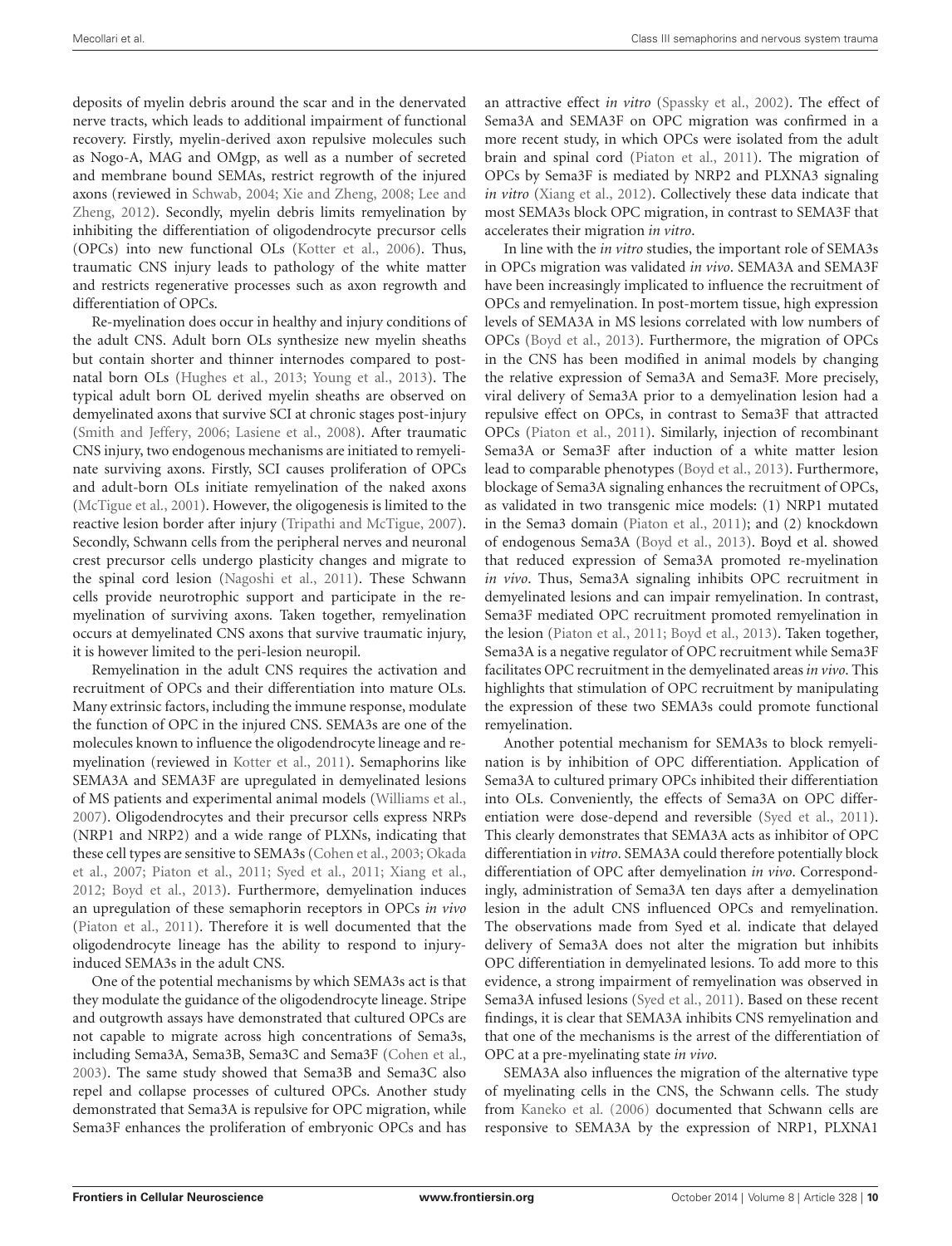deposits of myelin debris around the scar and in the denervated nerve tracts, which leads to additional impairment of functional recovery. Firstly, myelin-derived axon repulsive molecules such as Nogo-A, MAG and OMgp, as well as a number of secreted and membrane bound SEMAs, restrict regrowth of the injured axons (reviewed in Schwab, 2004; Xie and Zheng, 2008; Lee and Zheng, 2012). Secondly, myelin debris limits remyelination by inhibiting the differentiation of oligodendrocyte precursor cells (OPCs) into new functional OLs (Kotter et al., 2006). Thus, traumatic CNS injury leads to pathology of the white matter and restricts regenerative processes such as axon regrowth and differentiation of OPCs.

Re-myelination does occur in healthy and injury conditions of the adult CNS. Adult born OLs synthesize new myelin sheaths but contain shorter and thinner internodes compared to post-natal born OLs (Hughes et al., 2013; Young et al., 2013). The typical adult born OL derived myelin sheaths are observed on demyelinated axons that survive SCI at chronic stages post-injury (Smith and Jeffery, 2006; Lasiene et al., 2008). After traumatic CNS injury, two endogenous mechanisms are initiated to remyelinate surviving axons. Firstly, SCI causes proliferation of OPCs and adult-born OLs initiate remyelination of the naked axons (McTigue et al., 2001). However, the oligogenesis is limited to the reactive lesion border after injury (Tripathi and McTigue, 2007). Secondly, Schwann cells from the peripheral nerves and neuronal crest precursor cells undergo plasticity changes and migrate to the spinal cord lesion (Nagoshi et al., 2011). These Schwann cells provide neurotrophic support and participate in the re-myelination of surviving axons. Taken together, remyelination occurs at demyelinated CNS axons that survive traumatic injury, it is however limited to the peri-lesion neuropil.

Remyelination in the adult CNS requires the activation and recruitment of OPCs and their differentiation into mature OLs. Many extrinsic factors, including the immune response, modulate the function of OPC in the injured CNS. SEMA3s are one of the molecules known to influence the oligodendrocyte lineage and re-myelination (reviewed in Kotter et al., 2011). Semaphorins like SEMA3A and SEMA3F are upregulated in demyelinated lesions of MS patients and experimental animal models (Williams et al., 2007). Oligodendrocytes and their precursor cells express NRPs (NRP1 and NRP2) and a wide range of PLXNs, indicating that these cell types are sensitive to SEMA3s (Cohen et al., 2003; Okada et al., 2007; Piaton et al., 2011; Syed et al., 2011; Xiang et al., 2012; Boyd et al., 2013). Furthermore, demyelination induces an upregulation of these semaphorin receptors in OPCs *in vivo* (Piaton et al., 2011). Therefore it is well documented that the oligodendrocyte lineage has the ability to respond to injury-induced SEMA3s in the adult CNS.

One of the potential mechanisms by which SEMA3s act is that they modulate the guidance of the oligodendrocyte lineage. Stripe and outgrowth assays have demonstrated that cultured OPCs are not capable to migrate across high concentrations of Sema3s, including Sema3A, Sema3B, Sema3C and Sema3F (Cohen et al., 2003). The same study showed that Sema3B and Sema3C also repel and collapse processes of cultured OPCs. Another study demonstrated that Sema3A is repulsive for OPC migration, while Sema3F enhances the proliferation of embryonic OPCs and has an attractive effect *in vitro* (Spassky et al., 2002). The effect of Sema3A and SEMA3F on OPC migration was confirmed in a more recent study, in which OPCs were isolated from the adult brain and spinal cord (Piaton et al., 2011). The migration of OPCs by Sema3F is mediated by NRP2 and PLXNA3 signaling *in vitro* (Xiang et al., 2012). Collectively these data indicate that most SEMA3s block OPC migration, in contrast to SEMA3F that accelerates their migration *in vitro*.

In line with the *in vitro* studies, the important role of SEMA3s in OPCs migration was validated *in vivo*. SEMA3A and SEMA3F have been increasingly implicated to influence the recruitment of OPCs and remyelination. In post-mortem tissue, high expression levels of SEMA3A in MS lesions correlated with low numbers of OPCs (Boyd et al., 2013). Furthermore, the migration of OPCs in the CNS has been modified in animal models by changing the relative expression of Sema3A and Sema3F. More precisely, viral delivery of Sema3A prior to a demyelination lesion had a repulsive effect on OPCs, in contrast to Sema3F that attracted OPCs (Piaton et al., 2011). Similarly, injection of recombinant Sema3A or Sema3F after induction of a white matter lesion lead to comparable phenotypes (Boyd et al., 2013). Furthermore, blockage of Sema3A signaling enhances the recruitment of OPCs, as validated in two transgenic mice models: (1) NRP1 mutated in the Sema3 domain (Piaton et al., 2011); and (2) knockdown of endogenous Sema3A (Boyd et al., 2013). Boyd et al. showed that reduced expression of Sema3A promoted re-myelination *in vivo*. Thus, Sema3A signaling inhibits OPC recruitment in demyelinated lesions and can impair remyelination. In contrast, Sema3F mediated OPC recruitment promoted remyelination in the lesion (Piaton et al., 2011; Boyd et al., 2013). Taken together, Sema3A is a negative regulator of OPC recruitment while Sema3F facilitates OPC recruitment in the demyelinated areas *in vivo*. This highlights that stimulation of OPC recruitment by manipulating the expression of these two SEMA3s could promote functional remyelination.

Another potential mechanism for SEMA3s to block remyelination is by inhibition of OPC differentiation. Application of Sema3A to cultured primary OPCs inhibited their differentiation into OLs. Conveniently, the effects of Sema3A on OPC differentiation were dose-depend and reversible (Syed et al., 2011). This clearly demonstrates that SEMA3A acts as inhibitor of OPC differentiation in *vitro*. SEMA3A could therefore potentially block differentiation of OPC after demyelination *in vivo*. Correspondingly, administration of Sema3A ten days after a demyelination lesion in the adult CNS influenced OPCs and remyelination. The observations made from Syed et al. indicate that delayed delivery of Sema3A does not alter the migration but inhibits OPC differentiation in demyelinated lesions. To add more to this evidence, a strong impairment of remyelination was observed in Sema3A infused lesions (Syed et al., 2011). Based on these recent findings, it is clear that SEMA3A inhibits CNS remyelination and that one of the mechanisms is the arrest of the differentiation of OPC at a pre-myelinating state *in vivo*.

SEMA3A also influences the migration of the alternative type of myelinating cells in the CNS, the Schwann cells. The study from Kaneko et al. (2006) documented that Schwann cells are responsive to SEMA3A by the expression of NRP1, PLXNA1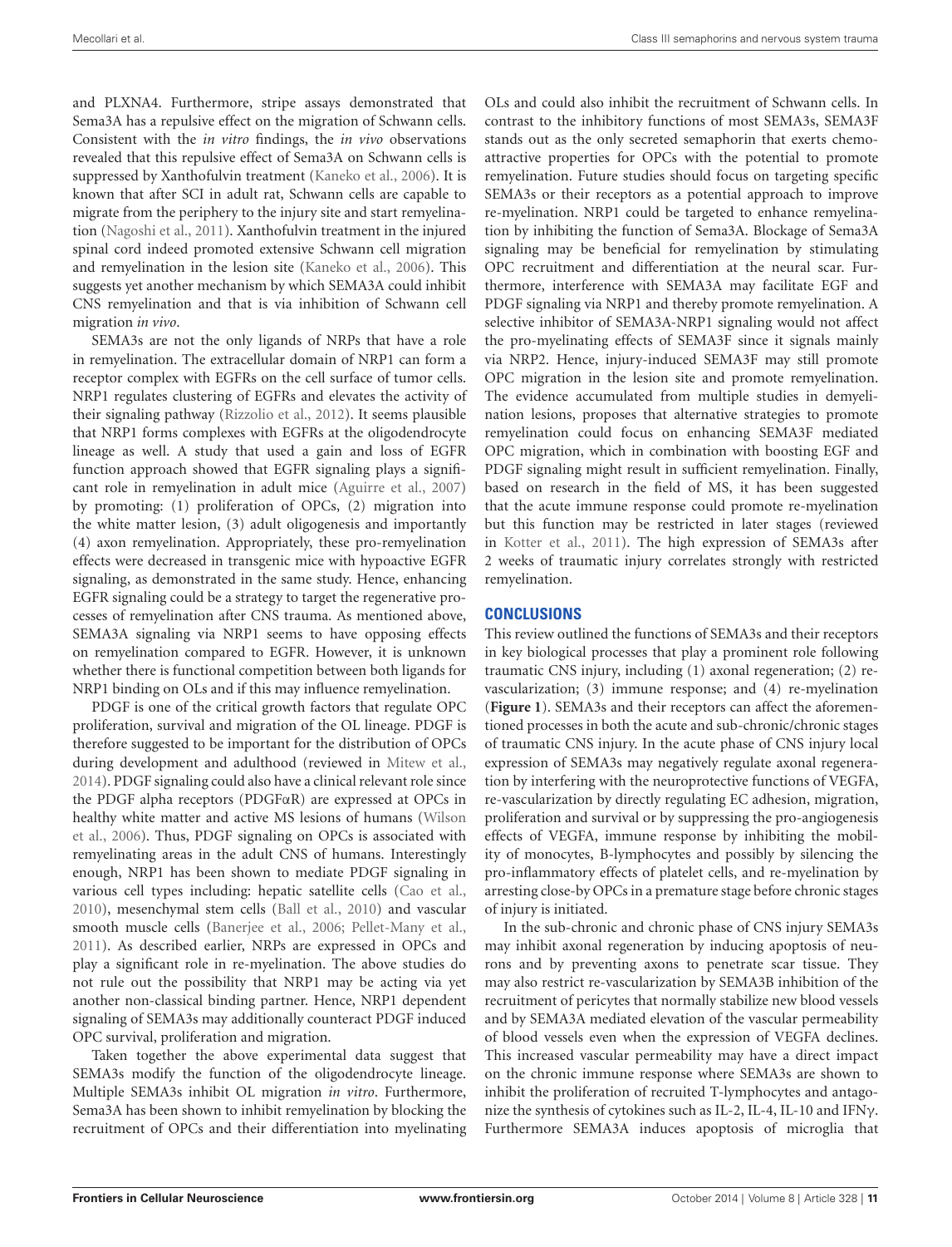and PLXNA4. Furthermore, stripe assays demonstrated that Sema3A has a repulsive effect on the migration of Schwann cells. Consistent with the *in vitro* findings, the *in vivo* observations revealed that this repulsive effect of Sema3A on Schwann cells is suppressed by Xanthofulvin treatment (Kaneko et al., 2006). It is known that after SCI in adult rat, Schwann cells are capable to migrate from the periphery to the injury site and start remyelination (Nagoshi et al., 2011). Xanthofulvin treatment in the injured spinal cord indeed promoted extensive Schwann cell migration and remyelination in the lesion site (Kaneko et al., 2006). This suggests yet another mechanism by which SEMA3A could inhibit CNS remyelination and that is via inhibition of Schwann cell migration *in vivo*.

SEMA3s are not the only ligands of NRPs that have a role in remyelination. The extracellular domain of NRP1 can form a receptor complex with EGFRs on the cell surface of tumor cells. NRP1 regulates clustering of EGFRs and elevates the activity of their signaling pathway (Rizzolio et al., 2012). It seems plausible that NRP1 forms complexes with EGFRs at the oligodendrocyte lineage as well. A study that used a gain and loss of EGFR function approach showed that EGFR signaling plays a significant role in remyelination in adult mice (Aguirre et al., 2007) by promoting: (1) proliferation of OPCs, (2) migration into the white matter lesion, (3) adult oligogenesis and importantly (4) axon remyelination. Appropriately, these pro-remyelination effects were decreased in transgenic mice with hypoactive EGFR signaling, as demonstrated in the same study. Hence, enhancing EGFR signaling could be a strategy to target the regenerative processes of remyelination after CNS trauma. As mentioned above, SEMA3A signaling via NRP1 seems to have opposing effects on remyelination compared to EGFR. However, it is unknown whether there is functional competition between both ligands for NRP1 binding on OLs and if this may influence remyelination.

PDGF is one of the critical growth factors that regulate OPC proliferation, survival and migration of the OL lineage. PDGF is therefore suggested to be important for the distribution of OPCs during development and adulthood (reviewed in Mitew et al., 2014). PDGF signaling could also have a clinical relevant role since the PDGF alpha receptors (PDGFαR) are expressed at OPCs in healthy white matter and active MS lesions of humans (Wilson et al., 2006). Thus, PDGF signaling on OPCs is associated with remyelinating areas in the adult CNS of humans. Interestingly enough, NRP1 has been shown to mediate PDGF signaling in various cell types including: hepatic satellite cells (Cao et al., 2010), mesenchymal stem cells (Ball et al., 2010) and vascular smooth muscle cells (Banerjee et al., 2006; Pellet-Many et al., 2011). As described earlier, NRPs are expressed in OPCs and play a significant role in re-myelination. The above studies do not rule out the possibility that NRP1 may be acting via yet another non-classical binding partner. Hence, NRP1 dependent signaling of SEMA3s may additionally counteract PDGF induced OPC survival, proliferation and migration.

Taken together the above experimental data suggest that SEMA3s modify the function of the oligodendrocyte lineage. Multiple SEMA3s inhibit OL migration *in vitro*. Furthermore, Sema3A has been shown to inhibit remyelination by blocking the recruitment of OPCs and their differentiation into myelinating OLs and could also inhibit the recruitment of Schwann cells. In contrast to the inhibitory functions of most SEMA3s, SEMA3F stands out as the only secreted semaphorin that exerts chemo-attractive properties for OPCs with the potential to promote remyelination. Future studies should focus on targeting specific SEMA3s or their receptors as a potential approach to improve re-myelination. NRP1 could be targeted to enhance remyelination by inhibiting the function of Sema3A. Blockage of Sema3A signaling may be beneficial for remyelination by stimulating OPC recruitment and differentiation at the neural scar. Furthermore, interference with SEMA3A may facilitate EGF and PDGF signaling via NRP1 and thereby promote remyelination. A selective inhibitor of SEMA3A-NRP1 signaling would not affect the pro-myelinating effects of SEMA3F since it signals mainly via NRP2. Hence, injury-induced SEMA3F may still promote OPC migration in the lesion site and promote remyelination. The evidence accumulated from multiple studies in demyelination lesions, proposes that alternative strategies to promote remyelination could focus on enhancing SEMA3F mediated OPC migration, which in combination with boosting EGF and PDGF signaling might result in sufficient remyelination. Finally, based on research in the field of MS, it has been suggested that the acute immune response could promote re-myelination but this function may be restricted in later stages (reviewed in Kotter et al., 2011). The high expression of SEMA3s after 2 weeks of traumatic injury correlates strongly with restricted remyelination.

## CONCLUSIONS

This review outlined the functions of SEMA3s and their receptors in key biological processes that play a prominent role following traumatic CNS injury, including (1) axonal regeneration; (2) re-vascularization; (3) immune response; and (4) re-myelination (**Figure 1**). SEMA3s and their receptors can affect the aforementioned processes in both the acute and sub-chronic/chronic stages of traumatic CNS injury. In the acute phase of CNS injury local expression of SEMA3s may negatively regulate axonal regeneration by interfering with the neuroprotective functions of VEGFA, re-vascularization by directly regulating EC adhesion, migration, proliferation and survival or by suppressing the pro-angiogenesis effects of VEGFA, immune response by inhibiting the mobility of monocytes, B-lymphocytes and possibly by silencing the pro-inflammatory effects of platelet cells, and re-myelination by arresting close-by OPCs in a premature stage before chronic stages of injury is initiated.

In the sub-chronic and chronic phase of CNS injury SEMA3s may inhibit axonal regeneration by inducing apoptosis of neurons and by preventing axons to penetrate scar tissue. They may also restrict re-vascularization by SEMA3B inhibition of the recruitment of pericytes that normally stabilize new blood vessels and by SEMA3A mediated elevation of the vascular permeability of blood vessels even when the expression of VEGFA declines. This increased vascular permeability may have a direct impact on the chronic immune response where SEMA3s are shown to inhibit the proliferation of recruited T-lymphocytes and antagonize the synthesis of cytokines such as IL-2, IL-4, IL-10 and IFNγ. Furthermore SEMA3A induces apoptosis of microglia that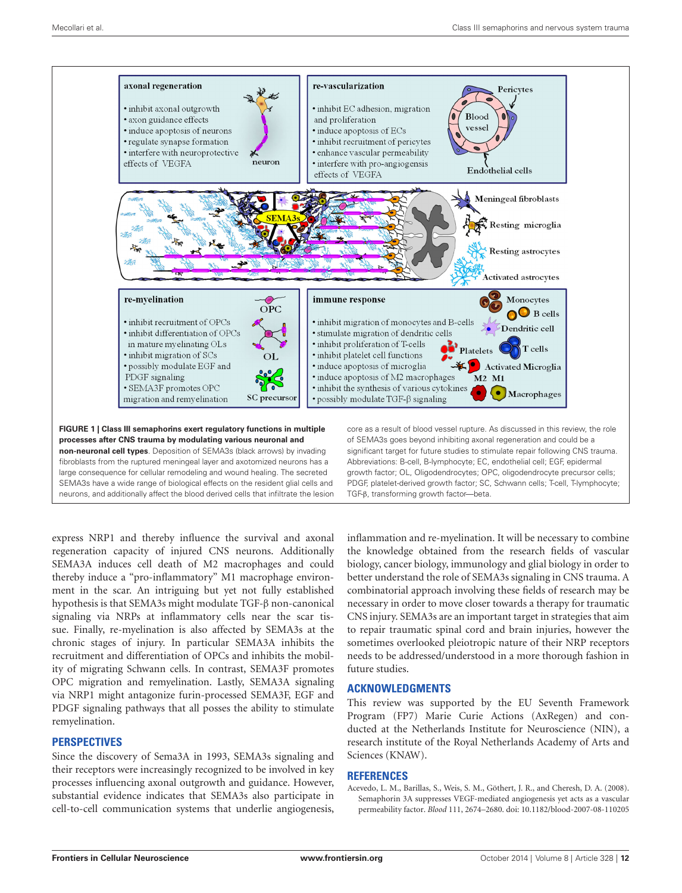**axonal regeneration**

- inhibit axonal outgrowth
- axon guidance effects
- induce apoptosis of neurons
- regulate synapse formation
- interfere with neuroprotective effects of VEGFA

**re-vascularization**

- inhibit EC adhesion, migration and proliferation
- induce apoptosis of ECs
- inhibit recruitment of pericytes
- enhance vascular permeability
- interfere with pro-angiogensis effects of VEGFA

**re-myelination**

- inhibit recruitment of OPCs
- inhibit differentiation of OPCs in mature myelinating OLs
- inhibit migration of SCs
- possibly modulate EGF and PDGF signaling
- SEMA3F promotes OPC migration and remyelination

**immune response**

- inhibit migration of monocytes and B-cells
- stimulate migration of dendritic cells
- inhibit proliferation of T-cells
- inhibit platelet cell functions
- induce apoptosis of microglia
- induce apoptosis of M2 macrophages
- inhibit the synthesis of various cytokines
- possibly modulate TGF-β signaling

**FIGURE 1 | Class III semaphorins exert regulatory functions in multiple processes after CNS trauma by modulating various neuronal and non-neuronal cell types**. Deposition of SEMA3s (black arrows) by invading fibroblasts from the ruptured meningeal layer and axotomized neurons has a large consequence for cellular remodeling and wound healing. The secreted SEMA3s have a wide range of biological effects on the resident glial cells and neurons, and additionally affect the blood derived cells that infiltrate the lesion core as a result of blood vessel rupture. As discussed in this review, the role of SEMA3s goes beyond inhibiting axonal regeneration and could be a significant target for future studies to stimulate repair following CNS trauma. Abbreviations: B-cell, B-lymphocyte; EC, endothelial cell; EGF, epidermal growth factor; OL, Oligodendrocytes; OPC, oligodendrocyte precursor cells; PDGF, platelet-derived growth factor; SC, Schwann cells; T-cell, T-lymphocyte; TGF-β, transforming growth factor—beta.

express NRP1 and thereby influence the survival and axonal regeneration capacity of injured CNS neurons. Additionally SEMA3A induces cell death of M2 macrophages and could thereby induce a "pro-inflammatory" M1 macrophage environment in the scar. An intriguing but yet not fully established hypothesis is that SEMA3s might modulate TGF-β non-canonical signaling via NRPs at inflammatory cells near the scar tissue. Finally, re-myelination is also affected by SEMA3s at the chronic stages of injury. In particular SEMA3A inhibits the recruitment and differentiation of OPCs and inhibits the mobility of migrating Schwann cells. In contrast, SEMA3F promotes OPC migration and remyelination. Lastly, SEMA3A signaling via NRP1 might antagonize furin-processed SEMA3F, EGF and PDGF signaling pathways that all posses the ability to stimulate remyelination.

## PERSPECTIVES

Since the discovery of Sema3A in 1993, SEMA3s signaling and their receptors were increasingly recognized to be involved in key processes influencing axonal outgrowth and guidance. However, substantial evidence indicates that SEMA3s also participate in cell-to-cell communication systems that underlie angiogenesis, inflammation and re-myelination. It will be necessary to combine the knowledge obtained from the research fields of vascular biology, cancer biology, immunology and glial biology in order to better understand the role of SEMA3s signaling in CNS trauma. A combinatorial approach involving these fields of research may be necessary in order to move closer towards a therapy for traumatic CNS injury. SEMA3s are an important target in strategies that aim to repair traumatic spinal cord and brain injuries, however the sometimes overlooked pleiotropic nature of their NRP receptors needs to be addressed/understood in a more thorough fashion in future studies.

## ACKNOWLEDGMENTS

This review was supported by the EU Seventh Framework Program (FP7) Marie Curie Actions (AxRegen) and conducted at the Netherlands Institute for Neuroscience (NIN), a research institute of the Royal Netherlands Academy of Arts and Sciences (KNAW).

## REFERENCES

Acevedo, L. M., Barillas, S., Weis, S. M., Göthert, J. R., and Cheresh, D. A. (2008). Semaphorin 3A suppresses VEGF-mediated angiogenesis yet acts as a vascular permeability factor. *Blood* 111, 2674–2680. doi: 10.1182/blood-2007-08-110205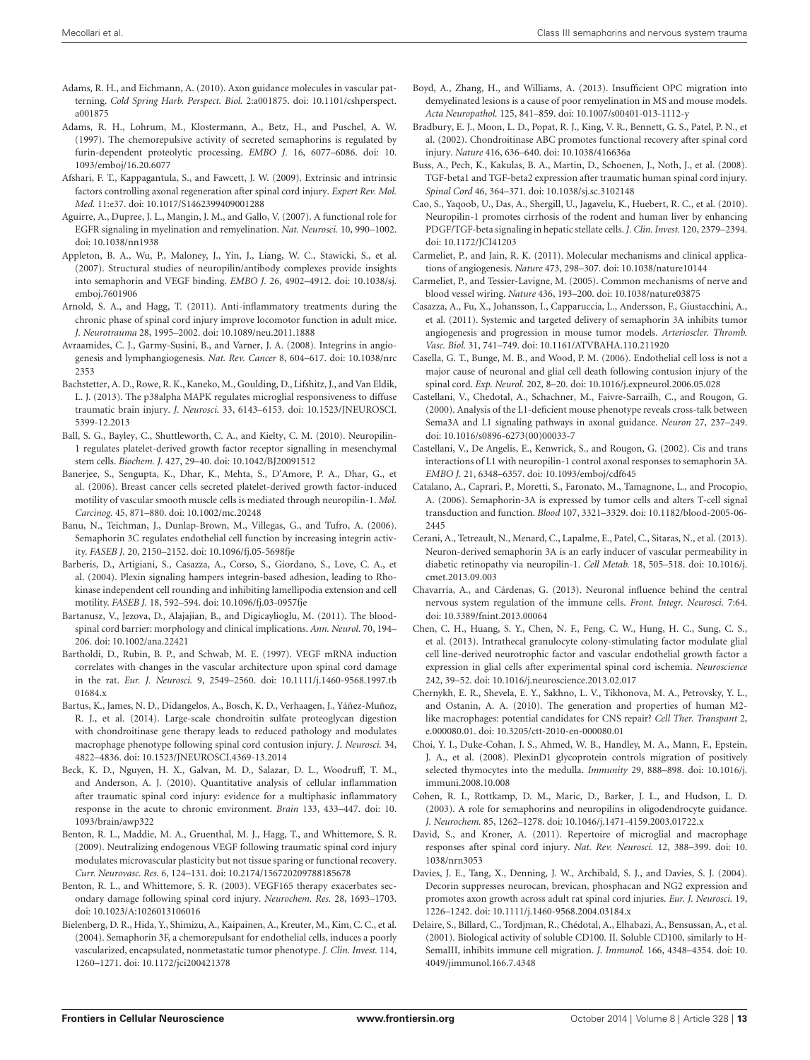Adams, R. H., and Eichmann, A. (2010). Axon guidance molecules in vascular patterning. *Cold Spring Harb. Perspect. Biol.* 2:a001875. doi: 10.1101/cshperspect.a001875

Adams, R. H., Lohrum, M., Klostermann, A., Betz, H., and Puschel, A. W. (1997). The chemorepulsive activity of secreted semaphorins is regulated by furin-dependent proteolytic processing. *EMBO J.* 16, 6077–6086. doi: 10.1093/emboj/16.20.6077

Afshari, F. T., Kappagantula, S., and Fawcett, J. W. (2009). Extrinsic and intrinsic factors controlling axonal regeneration after spinal cord injury. *Expert Rev. Mol. Med.* 11:e37. doi: 10.1017/S1462399409001288

Aguirre, A., Dupree, J. L., Mangin, J. M., and Gallo, V. (2007). A functional role for EGFR signaling in myelination and remyelination. *Nat. Neurosci.* 10, 990–1002. doi: 10.1038/nn1938

Appleton, B. A., Wu, P., Maloney, J., Yin, J., Liang, W. C., Stawicki, S., et al. (2007). Structural studies of neuropilin/antibody complexes provide insights into semaphorin and VEGF binding. *EMBO J.* 26, 4902–4912. doi: 10.1038/sj.emboj.7601906

Arnold, S. A., and Hagg, T. (2011). Anti-inflammatory treatments during the chronic phase of spinal cord injury improve locomotor function in adult mice. *J. Neurotrauma* 28, 1995–2002. doi: 10.1089/neu.2011.1888

Avraamides, C. J., Garmy-Susini, B., and Varner, J. A. (2008). Integrins in angiogenesis and lymphangiogenesis. *Nat. Rev. Cancer* 8, 604–617. doi: 10.1038/nrc2353

Bachstetter, A. D., Rowe, R. K., Kaneko, M., Goulding, D., Lifshitz, J., and Van Eldik, L. J. (2013). The p38alpha MAPK regulates microglial responsiveness to diffuse traumatic brain injury. *J. Neurosci.* 33, 6143–6153. doi: 10.1523/JNEUROSCI.5399-12.2013

Ball, S. G., Bayley, C., Shuttleworth, C. A., and Kielty, C. M. (2010). Neuropilin-1 regulates platelet-derived growth factor receptor signalling in mesenchymal stem cells. *Biochem. J.* 427, 29–40. doi: 10.1042/BJ20091512

Banerjee, S., Sengupta, K., Dhar, K., Mehta, S., D'Amore, P. A., Dhar, G., et al. (2006). Breast cancer cells secreted platelet-derived growth factor-induced motility of vascular smooth muscle cells is mediated through neuropilin-1. *Mol. Carcinog.* 45, 871–880. doi: 10.1002/mc.20248

Banu, N., Teichman, J., Dunlap-Brown, M., Villegas, G., and Tufro, A. (2006). Semaphorin 3C regulates endothelial cell function by increasing integrin activity. *FASEB J.* 20, 2150–2152. doi: 10.1096/fj.05-5698fje

Barberis, D., Artigiani, S., Casazza, A., Corso, S., Giordano, S., Love, C. A., et al. (2004). Plexin signaling hampers integrin-based adhesion, leading to Rho-kinase independent cell rounding and inhibiting lamellipodia extension and cell motility. *FASEB J.* 18, 592–594. doi: 10.1096/fj.03-0957fje

Bartanusz, V., Jezova, D., Alajajian, B., and Digicaylioglu, M. (2011). The blood-spinal cord barrier: morphology and clinical implications. *Ann. Neurol.* 70, 194–206. doi: 10.1002/ana.22421

Bartholdi, D., Rubin, B. P., and Schwab, M. E. (1997). VEGF mRNA induction correlates with changes in the vascular architecture upon spinal cord damage in the rat. *Eur. J. Neurosci.* 9, 2549–2560. doi: 10.1111/j.1460-9568.1997.tb01684.x

Bartus, K., James, N. D., Didangelos, A., Bosch, K. D., Verhaagen, J., Yáñez-Muñoz, R. J., et al. (2014). Large-scale chondroitin sulfate proteoglycan digestion with chondroitinase gene therapy leads to reduced pathology and modulates macrophage phenotype following spinal cord contusion injury. *J. Neurosci.* 34, 4822–4836. doi: 10.1523/JNEUROSCI.4369-13.2014

Beck, K. D., Nguyen, H. X., Galvan, M. D., Salazar, D. L., Woodruff, T. M., and Anderson, A. J. (2010). Quantitative analysis of cellular inflammation after traumatic spinal cord injury: evidence for a multiphasic inflammatory response in the acute to chronic environment. *Brain* 133, 433–447. doi: 10.1093/brain/awp322

Benton, R. L., Maddie, M. A., Gruenthal, M. J., Hagg, T., and Whittemore, S. R. (2009). Neutralizing endogenous VEGF following traumatic spinal cord injury modulates microvascular plasticity but not tissue sparing or functional recovery. *Curr. Neurovasc. Res.* 6, 124–131. doi: 10.2174/156720209788185678

Benton, R. L., and Whittemore, S. R. (2003). VEGF165 therapy exacerbates secondary damage following spinal cord injury. *Neurochem. Res.* 28, 1693–1703. doi: 10.1023/A:1026013106016

Bielenberg, D. R., Hida, Y., Shimizu, A., Kaipainen, A., Kreuter, M., Kim, C. C., et al. (2004). Semaphorin 3F, a chemorepulsant for endothelial cells, induces a poorly vascularized, encapsulated, nonmetastatic tumor phenotype. *J. Clin. Invest.* 114, 1260–1271. doi: 10.1172/jci200421378

Boyd, A., Zhang, H., and Williams, A. (2013). Insufficient OPC migration into demyelinated lesions is a cause of poor remyelination in MS and mouse models. *Acta Neuropathol.* 125, 841–859. doi: 10.1007/s00401-013-1112-y

Bradbury, E. J., Moon, L. D., Popat, R. J., King, V. R., Bennett, G. S., Patel, P. N., et al. (2002). Chondroitinase ABC promotes functional recovery after spinal cord injury. *Nature* 416, 636–640. doi: 10.1038/416636a

Buss, A., Pech, K., Kakulas, B. A., Martin, D., Schoenen, J., Noth, J., et al. (2008). TGF-beta1 and TGF-beta2 expression after traumatic human spinal cord injury. *Spinal Cord* 46, 364–371. doi: 10.1038/sj.sc.3102148

Cao, S., Yaqoob, U., Das, A., Shergill, U., Jagavelu, K., Huebert, R. C., et al. (2010). Neuropilin-1 promotes cirrhosis of the rodent and human liver by enhancing PDGF/TGF-beta signaling in hepatic stellate cells. *J. Clin. Invest.* 120, 2379–2394. doi: 10.1172/JCI41203

Carmeliet, P., and Jain, R. K. (2011). Molecular mechanisms and clinical applications of angiogenesis. *Nature* 473, 298–307. doi: 10.1038/nature10144

Carmeliet, P., and Tessier-Lavigne, M. (2005). Common mechanisms of nerve and blood vessel wiring. *Nature* 436, 193–200. doi: 10.1038/nature03875

Casazza, A., Fu, X., Johansson, I., Capparuccia, L., Andersson, F., Giustacchini, A., et al. (2011). Systemic and targeted delivery of semaphorin 3A inhibits tumor angiogenesis and progression in mouse tumor models. *Arterioscler. Thromb. Vasc. Biol.* 31, 741–749. doi: 10.1161/ATVBAHA.110.211920

Casella, G. T., Bunge, M. B., and Wood, P. M. (2006). Endothelial cell loss is not a major cause of neuronal and glial cell death following contusion injury of the spinal cord. *Exp. Neurol.* 202, 8–20. doi: 10.1016/j.expneurol.2006.05.028

Castellani, V., Chedotal, A., Schachner, M., Faivre-Sarrailh, C., and Rougon, G. (2000). Analysis of the L1-deficient mouse phenotype reveals cross-talk between Sema3A and L1 signaling pathways in axonal guidance. *Neuron* 27, 237–249. doi: 10.1016/s0896-6273(00)00033-7

Castellani, V., De Angelis, E., Kenwrick, S., and Rougon, G. (2002). Cis and trans interactions of L1 with neuropilin-1 control axonal responses to semaphorin 3A. *EMBO J.* 21, 6348–6357. doi: 10.1093/emboj/cdf645

Catalano, A., Caprari, P., Moretti, S., Faronato, M., Tamagnone, L., and Procopio, A. (2006). Semaphorin-3A is expressed by tumor cells and alters T-cell signal transduction and function. *Blood* 107, 3321–3329. doi: 10.1182/blood-2005-06-2445

Cerani, A., Tetreault, N., Menard, C., Lapalme, E., Patel, C., Sitaras, N., et al. (2013). Neuron-derived semaphorin 3A is an early inducer of vascular permeability in diabetic retinopathy via neuropilin-1. *Cell Metab.* 18, 505–518. doi: 10.1016/j.cmet.2013.09.003

Chavarría, A., and Cárdenas, G. (2013). Neuronal influence behind the central nervous system regulation of the immune cells. *Front. Integr. Neurosci.* 7:64. doi: 10.3389/fnint.2013.00064

Chen, C. H., Huang, S. Y., Chen, N. F., Feng, C. W., Hung, H. C., Sung, C. S., et al. (2013). Intrathecal granulocyte colony-stimulating factor modulate glial cell line-derived neurotrophic factor and vascular endothelial growth factor a expression in glial cells after experimental spinal cord ischemia. *Neuroscience* 242, 39–52. doi: 10.1016/j.neuroscience.2013.02.017

Chernykh, E. R., Shevela, E. Y., Sakhno, L. V., Tikhonova, M. A., Petrovsky, Y. L., and Ostanin, A. A. (2010). The generation and properties of human M2-like macrophages: potential candidates for CNS repair? *Cell Ther. Transpant* 2, e.000080.01. doi: 10.3205/ctt-2010-en-000080.01

Choi, Y. I., Duke-Cohan, J. S., Ahmed, W. B., Handley, M. A., Mann, F., Epstein, J. A., et al. (2008). PlexinD1 glycoprotein controls migration of positively selected thymocytes into the medulla. *Immunity* 29, 888–898. doi: 10.1016/j.immuni.2008.10.008

Cohen, R. I., Rottkamp, D. M., Maric, D., Barker, J. L., and Hudson, L. D. (2003). A role for semaphorins and neuropilins in oligodendrocyte guidance. *J. Neurochem.* 85, 1262–1278. doi: 10.1046/j.1471-4159.2003.01722.x

David, S., and Kroner, A. (2011). Repertoire of microglial and macrophage responses after spinal cord injury. *Nat. Rev. Neurosci.* 12, 388–399. doi: 10.1038/nrn3053

Davies, J. E., Tang, X., Denning, J. W., Archibald, S. J., and Davies, S. J. (2004). Decorin suppresses neurocan, brevican, phosphacan and NG2 expression and promotes axon growth across adult rat spinal cord injuries. *Eur. J. Neurosci.* 19, 1226–1242. doi: 10.1111/j.1460-9568.2004.03184.x

Delaire, S., Billard, C., Tordjman, R., Chédotal, A., Elhabazi, A., Bensussan, A., et al. (2001). Biological activity of soluble CD100. II. Soluble CD100, similarly to H-SemaIII, inhibits immune cell migration. *J. Immunol.* 166, 4348–4354. doi: 10.4049/jimmunol.166.7.4348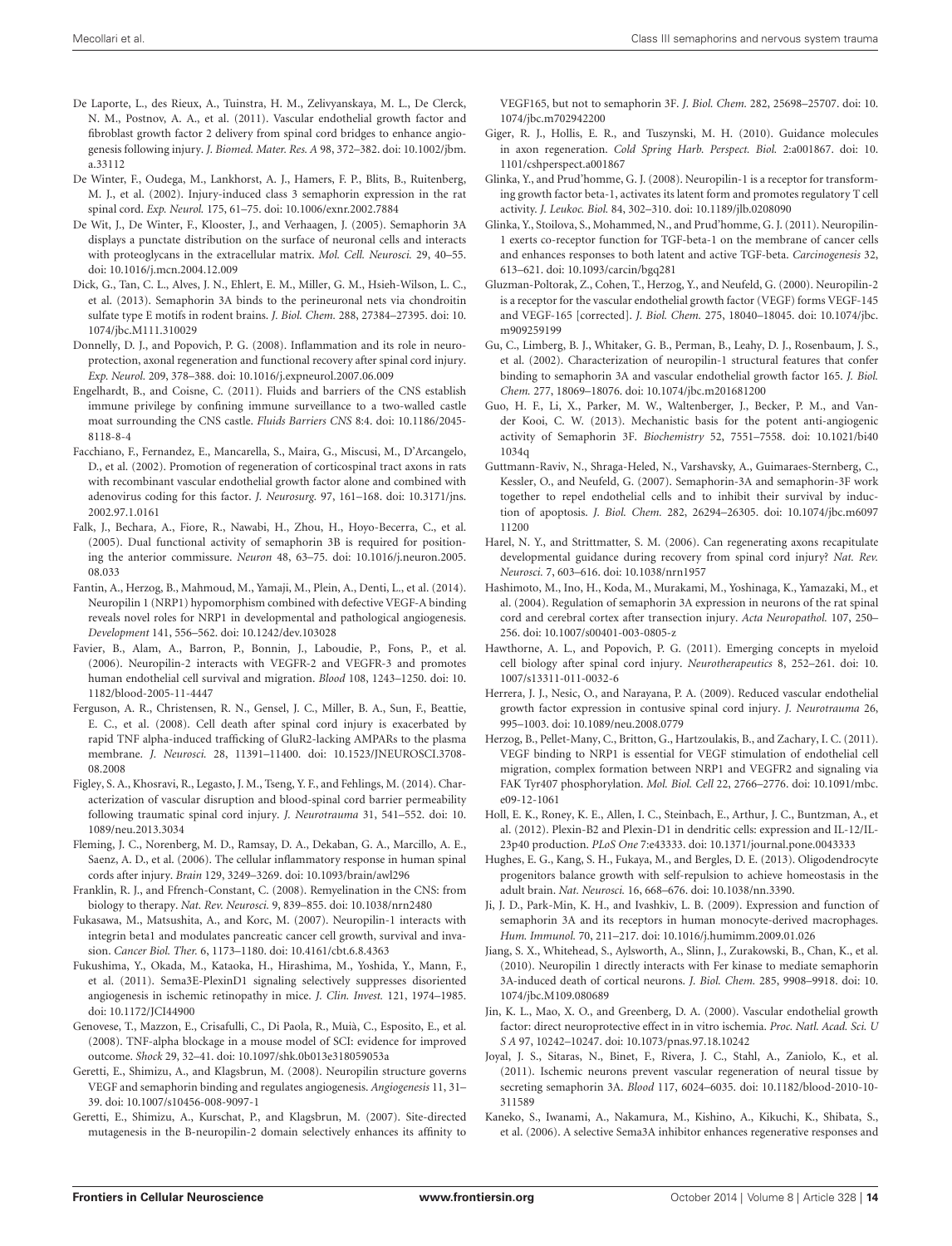De Laporte, L., des Rieux, A., Tuinstra, H. M., Zelivyanskaya, M. L., De Clerck, N. M., Postnov, A. A., et al. (2011). Vascular endothelial growth factor and fibroblast growth factor 2 delivery from spinal cord bridges to enhance angiogenesis following injury. *J. Biomed. Mater. Res. A* 98, 372–382. doi: 10.1002/jbm.a.33112

De Winter, F., Oudega, M., Lankhorst, A. J., Hamers, F. P., Blits, B., Ruitenberg, M. J., et al. (2002). Injury-induced class 3 semaphorin expression in the rat spinal cord. *Exp. Neurol.* 175, 61–75. doi: 10.1006/exnr.2002.7884

De Wit, J., De Winter, F., Klooster, J., and Verhaagen, J. (2005). Semaphorin 3A displays a punctate distribution on the surface of neuronal cells and interacts with proteoglycans in the extracellular matrix. *Mol. Cell. Neurosci.* 29, 40–55. doi: 10.1016/j.mcn.2004.12.009

Dick, G., Tan, C. L., Alves, J. N., Ehlert, E. M., Miller, G. M., Hsieh-Wilson, L. C., et al. (2013). Semaphorin 3A binds to the perineuronal nets via chondroitin sulfate type E motifs in rodent brains. *J. Biol. Chem.* 288, 27384–27395. doi: 10.1074/jbc.M111.310029

Donnelly, D. J., and Popovich, P. G. (2008). Inflammation and its role in neuroprotection, axonal regeneration and functional recovery after spinal cord injury. *Exp. Neurol.* 209, 378–388. doi: 10.1016/j.expneurol.2007.06.009

Engelhardt, B., and Coisne, C. (2011). Fluids and barriers of the CNS establish immune privilege by confining immune surveillance to a two-walled castle moat surrounding the CNS castle. *Fluids Barriers CNS* 8:4. doi: 10.1186/2045-8118-8-4

Facchiano, F., Fernandez, E., Mancarella, S., Maira, G., Miscusi, M., D'Arcangelo, D., et al. (2002). Promotion of regeneration of corticospinal tract axons in rats with recombinant vascular endothelial growth factor alone and combined with adenovirus coding for this factor. *J. Neurosurg.* 97, 161–168. doi: 10.3171/jns.2002.97.1.0161

Falk, J., Bechara, A., Fiore, R., Nawabi, H., Zhou, H., Hoyo-Becerra, C., et al. (2005). Dual functional activity of semaphorin 3B is required for positioning the anterior commissure. *Neuron* 48, 63–75. doi: 10.1016/j.neuron.2005.08.033

Fantin, A., Herzog, B., Mahmoud, M., Yamaji, M., Plein, A., Denti, L., et al. (2014). Neuropilin 1 (NRP1) hypomorphism combined with defective VEGF-A binding reveals novel roles for NRP1 in developmental and pathological angiogenesis. *Development* 141, 556–562. doi: 10.1242/dev.103028

Favier, B., Alam, A., Barron, P., Bonnin, J., Laboudie, P., Fons, P., et al. (2006). Neuropilin-2 interacts with VEGFR-2 and VEGFR-3 and promotes human endothelial cell survival and migration. *Blood* 108, 1243–1250. doi: 10.1182/blood-2005-11-4447

Ferguson, A. R., Christensen, R. N., Gensel, J. C., Miller, B. A., Sun, F., Beattie, E. C., et al. (2008). Cell death after spinal cord injury is exacerbated by rapid TNF alpha-induced trafficking of GluR2-lacking AMPARs to the plasma membrane. *J. Neurosci.* 28, 11391–11400. doi: 10.1523/JNEUROSCI.3708-08.2008

Figley, S. A., Khosravi, R., Legasto, J. M., Tseng, Y. F., and Fehlings, M. (2014). Characterization of vascular disruption and blood-spinal cord barrier permeability following traumatic spinal cord injury. *J. Neurotrauma* 31, 541–552. doi: 10.1089/neu.2013.3034

Fleming, J. C., Norenberg, M. D., Ramsay, D. A., Dekaban, G. A., Marcillo, A. E., Saenz, A. D., et al. (2006). The cellular inflammatory response in human spinal cords after injury. *Brain* 129, 3249–3269. doi: 10.1093/brain/awl296

Franklin, R. J., and Ffrench-Constant, C. (2008). Remyelination in the CNS: from biology to therapy. *Nat. Rev. Neurosci.* 9, 839–855. doi: 10.1038/nrn2480

Fukasawa, M., Matsushita, A., and Korc, M. (2007). Neuropilin-1 interacts with integrin beta1 and modulates pancreatic cancer cell growth, survival and invasion. *Cancer Biol. Ther.* 6, 1173–1180. doi: 10.4161/cbt.6.8.4363

Fukushima, Y., Okada, M., Kataoka, H., Hirashima, M., Yoshida, Y., Mann, F., et al. (2011). Sema3E-PlexinD1 signaling selectively suppresses disoriented angiogenesis in ischemic retinopathy in mice. *J. Clin. Invest.* 121, 1974–1985. doi: 10.1172/JCI44900

Genovese, T., Mazzon, E., Crisafulli, C., Di Paola, R., Muià, C., Esposito, E., et al. (2008). TNF-alpha blockage in a mouse model of SCI: evidence for improved outcome. *Shock* 29, 32–41. doi: 10.1097/shk.0b013e318059053a

Geretti, E., Shimizu, A., and Klagsbrun, M. (2008). Neuropilin structure governs VEGF and semaphorin binding and regulates angiogenesis. *Angiogenesis* 11, 31–39. doi: 10.1007/s10456-008-9097-1

Geretti, E., Shimizu, A., Kurschat, P., and Klagsbrun, M. (2007). Site-directed mutagenesis in the B-neuropilin-2 domain selectively enhances its affinity to VEGF165, but not to semaphorin 3F. *J. Biol. Chem.* 282, 25698–25707. doi: 10.1074/jbc.m702942200

Giger, R. J., Hollis, E. R., and Tuszynski, M. H. (2010). Guidance molecules in axon regeneration. *Cold Spring Harb. Perspect. Biol.* 2:a001867. doi: 10.1101/cshperspect.a001867

Glinka, Y., and Prud'homme, G. J. (2008). Neuropilin-1 is a receptor for transforming growth factor beta-1, activates its latent form and promotes regulatory T cell activity. *J. Leukoc. Biol.* 84, 302–310. doi: 10.1189/jlb.0208090

Glinka, Y., Stoilova, S., Mohammed, N., and Prud'homme, G. J. (2011). Neuropilin-1 exerts co-receptor function for TGF-beta-1 on the membrane of cancer cells and enhances responses to both latent and active TGF-beta. *Carcinogenesis* 32, 613–621. doi: 10.1093/carcin/bgq281

Gluzman-Poltorak, Z., Cohen, T., Herzog, Y., and Neufeld, G. (2000). Neuropilin-2 is a receptor for the vascular endothelial growth factor (VEGF) forms VEGF-145 and VEGF-165 [corrected]. *J. Biol. Chem.* 275, 18040–18045. doi: 10.1074/jbc.m909259199

Gu, C., Limberg, B. J., Whitaker, G. B., Perman, B., Leahy, D. J., Rosenbaum, J. S., et al. (2002). Characterization of neuropilin-1 structural features that confer binding to semaphorin 3A and vascular endothelial growth factor 165. *J. Biol. Chem.* 277, 18069–18076. doi: 10.1074/jbc.m201681200

Guo, H. F., Li, X., Parker, M. W., Waltenberger, J., Becker, P. M., and Vander Kooi, C. W. (2013). Mechanistic basis for the potent anti-angiogenic activity of Semaphorin 3F. *Biochemistry* 52, 7551–7558. doi: 10.1021/bi401034q

Guttmann-Raviv, N., Shraga-Heled, N., Varshavsky, A., Guimaraes-Sternberg, C., Kessler, O., and Neufeld, G. (2007). Semaphorin-3A and semaphorin-3F work together to repel endothelial cells and to inhibit their survival by induction of apoptosis. *J. Biol. Chem.* 282, 26294–26305. doi: 10.1074/jbc.m609711200

Harel, N. Y., and Strittmatter, S. M. (2006). Can regenerating axons recapitulate developmental guidance during recovery from spinal cord injury? *Nat. Rev. Neurosci.* 7, 603–616. doi: 10.1038/nrn1957

Hashimoto, M., Ino, H., Koda, M., Murakami, M., Yoshinaga, K., Yamazaki, M., et al. (2004). Regulation of semaphorin 3A expression in neurons of the rat spinal cord and cerebral cortex after transection injury. *Acta Neuropathol.* 107, 250–256. doi: 10.1007/s00401-003-0805-z

Hawthorne, A. L., and Popovich, P. G. (2011). Emerging concepts in myeloid cell biology after spinal cord injury. *Neurotherapeutics* 8, 252–261. doi: 10.1007/s13311-011-0032-6

Herrera, J. J., Nesic, O., and Narayana, P. A. (2009). Reduced vascular endothelial growth factor expression in contusive spinal cord injury. *J. Neurotrauma* 26, 995–1003. doi: 10.1089/neu.2008.0779

Herzog, B., Pellet-Many, C., Britton, G., Hartzoulakis, B., and Zachary, I. C. (2011). VEGF binding to NRP1 is essential for VEGF stimulation of endothelial cell migration, complex formation between NRP1 and VEGFR2 and signaling via FAK Tyr407 phosphorylation. *Mol. Biol. Cell* 22, 2766–2776. doi: 10.1091/mbc.e09-12-1061

Holl, E. K., Roney, K. E., Allen, I. C., Steinbach, E., Arthur, J. C., Buntzman, A., et al. (2012). Plexin-B2 and Plexin-D1 in dendritic cells: expression and IL-12/IL-23p40 production. *PLoS One* 7:e43333. doi: 10.1371/journal.pone.0043333

Hughes, E. G., Kang, S. H., Fukaya, M., and Bergles, D. E. (2013). Oligodendrocyte progenitors balance growth with self-repulsion to achieve homeostasis in the adult brain. *Nat. Neurosci.* 16, 668–676. doi: 10.1038/nn.3390.

Ji, J. D., Park-Min, K. H., and Ivashkiv, L. B. (2009). Expression and function of semaphorin 3A and its receptors in human monocyte-derived macrophages. *Hum. Immunol.* 70, 211–217. doi: 10.1016/j.humimm.2009.01.026

Jiang, S. X., Whitehead, S., Aylsworth, A., Slinn, J., Zurakowski, B., Chan, K., et al. (2010). Neuropilin 1 directly interacts with Fer kinase to mediate semaphorin 3A-induced death of cortical neurons. *J. Biol. Chem.* 285, 9908–9918. doi: 10.1074/jbc.M109.080689

Jin, K. L., Mao, X. O., and Greenberg, D. A. (2000). Vascular endothelial growth factor: direct neuroprotective effect in in vitro ischemia. *Proc. Natl. Acad. Sci. U S A* 97, 10242–10247. doi: 10.1073/pnas.97.18.10242

Joyal, J. S., Sitaras, N., Binet, F., Rivera, J. C., Stahl, A., Zaniolo, K., et al. (2011). Ischemic neurons prevent vascular regeneration of neural tissue by secreting semaphorin 3A. *Blood* 117, 6024–6035. doi: 10.1182/blood-2010-10-311589

Kaneko, S., Iwanami, A., Nakamura, M., Kishino, A., Kikuchi, K., Shibata, S., et al. (2006). A selective Sema3A inhibitor enhances regenerative responses and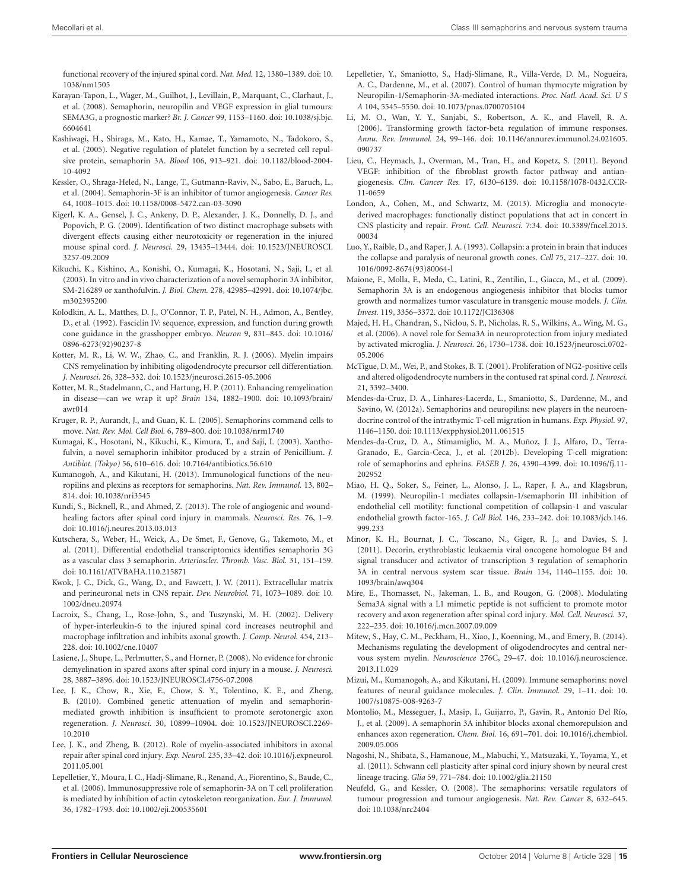functional recovery of the injured spinal cord. *Nat. Med.* 12, 1380–1389. doi: 10.1038/nm1505

Karayan-Tapon, L., Wager, M., Guilhot, J., Levillain, P., Marquant, C., Clarhaut, J., et al. (2008). Semaphorin, neuropilin and VEGF expression in glial tumours: SEMA3G, a prognostic marker? *Br. J. Cancer* 99, 1153–1160. doi: 10.1038/sj.bjc.6604641

Kashiwagi, H., Shiraga, M., Kato, H., Kamae, T., Yamamoto, N., Tadokoro, S., et al. (2005). Negative regulation of platelet function by a secreted cell repulsive protein, semaphorin 3A. *Blood* 106, 913–921. doi: 10.1182/blood-2004-10-4092

Kessler, O., Shraga-Heled, N., Lange, T., Gutmann-Raviv, N., Sabo, E., Baruch, L., et al. (2004). Semaphorin-3F is an inhibitor of tumor angiogenesis. *Cancer Res.* 64, 1008–1015. doi: 10.1158/0008-5472.can-03-3090

Kigerl, K. A., Gensel, J. C., Ankeny, D. P., Alexander, J. K., Donnelly, D. J., and Popovich, P. G. (2009). Identification of two distinct macrophage subsets with divergent effects causing either neurotoxicity or regeneration in the injured mouse spinal cord. *J. Neurosci.* 29, 13435–13444. doi: 10.1523/JNEUROSCI.3257-09.2009

Kikuchi, K., Kishino, A., Konishi, O., Kumagai, K., Hosotani, N., Saji, I., et al. (2003). In vitro and in vivo characterization of a novel semaphorin 3A inhibitor, SM-216289 or xanthofulvin. *J. Biol. Chem.* 278, 42985–42991. doi: 10.1074/jbc.m302395200

Kolodkin, A. L., Matthes, D. J., O'Connor, T. P., Patel, N. H., Admon, A., Bentley, D., et al. (1992). Fasciclin IV: sequence, expression, and function during growth cone guidance in the grasshopper embryo. *Neuron* 9, 831–845. doi: 10.1016/0896-6273(92)90237-8

Kotter, M. R., Li, W. W., Zhao, C., and Franklin, R. J. (2006). Myelin impairs CNS remyelination by inhibiting oligodendrocyte precursor cell differentiation. *J. Neurosci.* 26, 328–332. doi: 10.1523/jneurosci.2615-05.2006

Kotter, M. R., Stadelmann, C., and Hartung, H. P. (2011). Enhancing remyelination in disease—can we wrap it up? *Brain* 134, 1882–1900. doi: 10.1093/brain/awr014

Kruger, R. P., Aurandt, J., and Guan, K. L. (2005). Semaphorins command cells to move. *Nat. Rev. Mol. Cell Biol.* 6, 789–800. doi: 10.1038/nrm1740

Kumagai, K., Hosotani, N., Kikuchi, K., Kimura, T., and Saji, I. (2003). Xanthofulvin, a novel semaphorin inhibitor produced by a strain of Penicillium. *J. Antibiot. (Tokyo)* 56, 610–616. doi: 10.7164/antibiotics.56.610

Kumanogoh, A., and Kikutani, H. (2013). Immunological functions of the neuropilins and plexins as receptors for semaphorins. *Nat. Rev. Immunol.* 13, 802–814. doi: 10.1038/nri3545

Kundi, S., Bicknell, R., and Ahmed, Z. (2013). The role of angiogenic and wound-healing factors after spinal cord injury in mammals. *Neurosci. Res.* 76, 1–9. doi: 10.1016/j.neures.2013.03.013

Kutschera, S., Weber, H., Weick, A., De Smet, F., Genove, G., Takemoto, M., et al. (2011). Differential endothelial transcriptomics identifies semaphorin 3G as a vascular class 3 semaphorin. *Arterioscler. Thromb. Vasc. Biol.* 31, 151–159. doi: 10.1161/ATVBAHA.110.215871

Kwok, J. C., Dick, G., Wang, D., and Fawcett, J. W. (2011). Extracellular matrix and perineuronal nets in CNS repair. *Dev. Neurobiol.* 71, 1073–1089. doi: 10.1002/dneu.20974

Lacroix, S., Chang, L., Rose-John, S., and Tuszynski, M. H. (2002). Delivery of hyper-interleukin-6 to the injured spinal cord increases neutrophil and macrophage infiltration and inhibits axonal growth. *J. Comp. Neurol.* 454, 213–228. doi: 10.1002/cne.10407

Lasiene, J., Shupe, L., Perlmutter, S., and Horner, P. (2008). No evidence for chronic demyelination in spared axons after spinal cord injury in a mouse. *J. Neurosci.* 28, 3887–3896. doi: 10.1523/JNEUROSCI.4756-07.2008

Lee, J. K., Chow, R., Xie, F., Chow, S. Y., Tolentino, K. E., and Zheng, B. (2010). Combined genetic attenuation of myelin and semaphorin-mediated growth inhibition is insufficient to promote serotonergic axon regeneration. *J. Neurosci.* 30, 10899–10904. doi: 10.1523/JNEUROSCI.2269-10.2010

Lee, J. K., and Zheng, B. (2012). Role of myelin-associated inhibitors in axonal repair after spinal cord injury. *Exp. Neurol.* 235, 33–42. doi: 10.1016/j.expneurol.2011.05.001

Lepelletier, Y., Moura, I. C., Hadj-Slimane, R., Renand, A., Fiorentino, S., Baude, C., et al. (2006). Immunosuppressive role of semaphorin-3A on T cell proliferation is mediated by inhibition of actin cytoskeleton reorganization. *Eur. J. Immunol.* 36, 1782–1793. doi: 10.1002/eji.200535601

Lepelletier, Y., Smaniotto, S., Hadj-Slimane, R., Villa-Verde, D. M., Nogueira, A. C., Dardenne, M., et al. (2007). Control of human thymocyte migration by Neuropilin-1/Semaphorin-3A-mediated interactions. *Proc. Natl. Acad. Sci. U S A* 104, 5545–5550. doi: 10.1073/pnas.0700705104

Li, M. O., Wan, Y. Y., Sanjabi, S., Robertson, A. K., and Flavell, R. A. (2006). Transforming growth factor-beta regulation of immune responses. *Annu. Rev. Immunol.* 24, 99–146. doi: 10.1146/annurev.immunol.24.021605.090737

Lieu, C., Heymach, J., Overman, M., Tran, H., and Kopetz, S. (2011). Beyond VEGF: inhibition of the fibroblast growth factor pathway and antiangiogenesis. *Clin. Cancer Res.* 17, 6130–6139. doi: 10.1158/1078-0432.CCR-11-0659

London, A., Cohen, M., and Schwartz, M. (2013). Microglia and monocyte-derived macrophages: functionally distinct populations that act in concert in CNS plasticity and repair. *Front. Cell. Neurosci.* 7:34. doi: 10.3389/fncel.2013.00034

Luo, Y., Raible, D., and Raper, J. A. (1993). Collapsin: a protein in brain that induces the collapse and paralysis of neuronal growth cones. *Cell* 75, 217–227. doi: 10.1016/0092-8674(93)80064-l

Maione, F., Molla, F., Meda, C., Latini, R., Zentilin, L., Giacca, M., et al. (2009). Semaphorin 3A is an endogenous angiogenesis inhibitor that blocks tumor growth and normalizes tumor vasculature in transgenic mouse models. *J. Clin. Invest.* 119, 3356–3372. doi: 10.1172/JCI36308

Majed, H. H., Chandran, S., Niclou, S. P., Nicholas, R. S., Wilkins, A., Wing, M. G., et al. (2006). A novel role for Sema3A in neuroprotection from injury mediated by activated microglia. *J. Neurosci.* 26, 1730–1738. doi: 10.1523/jneurosci.0702-05.2006

McTigue, D. M., Wei, P., and Stokes, B. T. (2001). Proliferation of NG2-positive cells and altered oligodendrocyte numbers in the contused rat spinal cord. *J. Neurosci.* 21, 3392–3400.

Mendes-da-Cruz, D. A., Linhares-Lacerda, L., Smaniotto, S., Dardenne, M., and Savino, W. (2012a). Semaphorins and neuropilins: new players in the neuroendocrine control of the intrathymic T-cell migration in humans. *Exp. Physiol.* 97, 1146–1150. doi: 10.1113/expphysiol.2011.061515

Mendes-da-Cruz, D. A., Stimamiglio, M. A., Muñoz, J. J., Alfaro, D., Terra-Granado, E., Garcia-Ceca, J., et al. (2012b). Developing T-cell migration: role of semaphorins and ephrins. *FASEB J.* 26, 4390–4399. doi: 10.1096/fj.11-202952

Miao, H. Q., Soker, S., Feiner, L., Alonso, J. L., Raper, J. A., and Klagsbrun, M. (1999). Neuropilin-1 mediates collapsin-1/semaphorin III inhibition of endothelial cell motility: functional competition of collapsin-1 and vascular endothelial growth factor-165. *J. Cell Biol.* 146, 233–242. doi: 10.1083/jcb.146.999.233

Minor, K. H., Bournat, J. C., Toscano, N., Giger, R. J., and Davies, S. J. (2011). Decorin, erythroblastic leukaemia viral oncogene homologue B4 and signal transducer and activator of transcription 3 regulation of semaphorin 3A in central nervous system scar tissue. *Brain* 134, 1140–1155. doi: 10.1093/brain/awq304

Mire, E., Thomasset, N., Jakeman, L. B., and Rougon, G. (2008). Modulating Sema3A signal with a L1 mimetic peptide is not sufficient to promote motor recovery and axon regeneration after spinal cord injury. *Mol. Cell. Neurosci.* 37, 222–235. doi: 10.1016/j.mcn.2007.09.009

Mitew, S., Hay, C. M., Peckham, H., Xiao, J., Koenning, M., and Emery, B. (2014). Mechanisms regulating the development of oligodendrocytes and central nervous system myelin. *Neuroscience* 276C, 29–47. doi: 10.1016/j.neuroscience.2013.11.029

Mizui, M., Kumanogoh, A., and Kikutani, H. (2009). Immune semaphorins: novel features of neural guidance molecules. *J. Clin. Immunol.* 29, 1–11. doi: 10.1007/s10875-008-9263-7

Montolio, M., Messeguer, J., Masip, I., Guijarro, P., Gavin, R., Antonio Del Río, J., et al. (2009). A semaphorin 3A inhibitor blocks axonal chemorepulsion and enhances axon regeneration. *Chem. Biol.* 16, 691–701. doi: 10.1016/j.chembiol.2009.05.006

Nagoshi, N., Shibata, S., Hamanoue, M., Mabuchi, Y., Matsuzaki, Y., Toyama, Y., et al. (2011). Schwann cell plasticity after spinal cord injury shown by neural crest lineage tracing. *Glia* 59, 771–784. doi: 10.1002/glia.21150

Neufeld, G., and Kessler, O. (2008). The semaphorins: versatile regulators of tumour progression and tumour angiogenesis. *Nat. Rev. Cancer* 8, 632–645. doi: 10.1038/nrc2404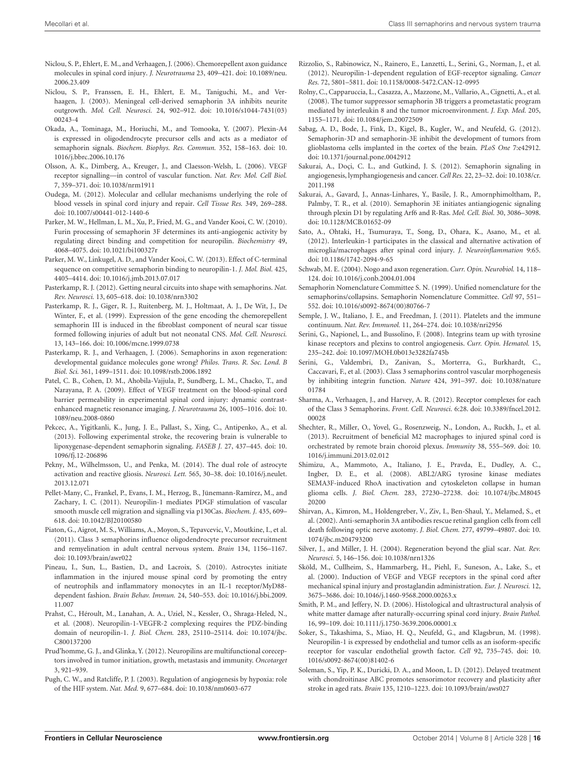Niclou, S. P., Ehlert, E. M., and Verhaagen, J. (2006). Chemorepellent axon guidance molecules in spinal cord injury. *J. Neurotrauma* 23, 409–421. doi: 10.1089/neu.2006.23.409

Niclou, S. P., Franssen, E. H., Ehlert, E. M., Taniguchi, M., and Verhaagen, J. (2003). Meningeal cell-derived semaphorin 3A inhibits neurite outgrowth. *Mol. Cell. Neurosci.* 24, 902–912. doi: 10.1016/s1044-7431(03)00243-4

Okada, A., Tominaga, M., Horiuchi, M., and Tomooka, Y. (2007). Plexin-A4 is expressed in oligodendrocyte precursor cells and acts as a mediator of semaphorin signals. *Biochem. Biophys. Res. Commun.* 352, 158–163. doi: 10.1016/j.bbrc.2006.10.176

Olsson, A. K., Dimberg, A., Kreuger, J., and Claesson-Welsh, L. (2006). VEGF receptor signalling—in control of vascular function. *Nat. Rev. Mol. Cell Biol.* 7, 359–371. doi: 10.1038/nrm1911

Oudega, M. (2012). Molecular and cellular mechanisms underlying the role of blood vessels in spinal cord injury and repair. *Cell Tissue Res.* 349, 269–288. doi: 10.1007/s00441-012-1440-6

Parker, M. W., Hellman, L. M., Xu, P., Fried, M. G., and Vander Kooi, C. W. (2010). Furin processing of semaphorin 3F determines its anti-angiogenic activity by regulating direct binding and competition for neuropilin. *Biochemistry* 49, 4068–4075. doi: 10.1021/bi100327r

Parker, M. W., Linkugel, A. D., and Vander Kooi, C. W. (2013). Effect of C-terminal sequence on competitive semaphorin binding to neuropilin-1. *J. Mol. Biol.* 425, 4405–4414. doi: 10.1016/j.jmb.2013.07.017

Pasterkamp, R. J. (2012). Getting neural circuits into shape with semaphorins. *Nat. Rev. Neurosci.* 13, 605–618. doi: 10.1038/nrn3302

Pasterkamp, R. J., Giger, R. J., Ruitenberg, M. J., Holtmaat, A. J., De Wit, J., De Winter, F., et al. (1999). Expression of the gene encoding the chemorepellent semaphorin III is induced in the fibroblast component of neural scar tissue formed following injuries of adult but not neonatal CNS. *Mol. Cell. Neurosci.* 13, 143–166. doi: 10.1006/mcne.1999.0738

Pasterkamp, R. J., and Verhaagen, J. (2006). Semaphorins in axon regeneration: developmental guidance molecules gone wrong? *Philos. Trans. R. Soc. Lond. B Biol. Sci.* 361, 1499–1511. doi: 10.1098/rstb.2006.1892

Patel, C. B., Cohen, D. M., Ahobila-Vajjula, P., Sundberg, L. M., Chacko, T., and Narayana, P. A. (2009). Effect of VEGF treatment on the blood-spinal cord barrier permeability in experimental spinal cord injury: dynamic contrast-enhanced magnetic resonance imaging. *J. Neurotrauma* 26, 1005–1016. doi: 10.1089/neu.2008-0860

Pekcec, A., Yigitkanli, K., Jung, J. E., Pallast, S., Xing, C., Antipenko, A., et al. (2013). Following experimental stroke, the recovering brain is vulnerable to lipoxygenase-dependent semaphorin signaling. *FASEB J.* 27, 437–445. doi: 10.1096/fj.12-206896

Pekny, M., Wilhelmsson, U., and Penka, M. (2014). The dual role of astrocyte activation and reactive gliosis. *Neurosci. Lett.* 565, 30–38. doi: 10.1016/j.neulet.2013.12.071

Pellet-Many, C., Frankel, P., Evans, I. M., Herzog, B., Jünemann-Ramírez, M., and Zachary, I. C. (2011). Neuropilin-1 mediates PDGF stimulation of vascular smooth muscle cell migration and signalling via p130Cas. *Biochem. J.* 435, 609–618. doi: 10.1042/BJ20100580

Piaton, G., Aigrot, M. S., Williams, A., Moyon, S., Tepavcevic, V., Moutkine, I., et al. (2011). Class 3 semaphorins influence oligodendrocyte precursor recruitment and remyelination in adult central nervous system. *Brain* 134, 1156–1167. doi: 10.1093/brain/awr022

Pineau, I., Sun, L., Bastien, D., and Lacroix, S. (2010). Astrocytes initiate inflammation in the injured mouse spinal cord by promoting the entry of neutrophils and inflammatory monocytes in an IL-1 receptor/MyD88-dependent fashion. *Brain Behav. Immun.* 24, 540–553. doi: 10.1016/j.bbi.2009.11.007

Prahst, C., Héroult, M., Lanahan, A. A., Uziel, N., Kessler, O., Shraga-Heled, N., et al. (2008). Neuropilin-1-VEGFR-2 complexing requires the PDZ-binding domain of neuropilin-1. *J. Biol. Chem.* 283, 25110–25114. doi: 10.1074/jbc.C800137200

Prud'homme, G. J., and Glinka, Y. (2012). Neuropilins are multifunctional coreceptors involved in tumor initiation, growth, metastasis and immunity. *Oncotarget* 3, 921–939.

Pugh, C. W., and Ratcliffe, P. J. (2003). Regulation of angiogenesis by hypoxia: role of the HIF system. *Nat. Med.* 9, 677–684. doi: 10.1038/nm0603-677

Rizzolio, S., Rabinowicz, N., Rainero, E., Lanzetti, L., Serini, G., Norman, J., et al. (2012). Neuropilin-1-dependent regulation of EGF-receptor signaling. *Cancer Res.* 72, 5801–5811. doi: 10.1158/0008-5472.CAN-12-0995

Rolny, C., Capparuccia, L., Casazza, A., Mazzone, M., Vallario, A., Cignetti, A., et al. (2008). The tumor suppressor semaphorin 3B triggers a prometastatic program mediated by interleukin 8 and the tumor microenvironment. *J. Exp. Med.* 205, 1155–1171. doi: 10.1084/jem.20072509

Sabag, A. D., Bode, J., Fink, D., Kigel, B., Kugler, W., and Neufeld, G. (2012). Semaphorin-3D and semaphorin-3E inhibit the development of tumors from glioblastoma cells implanted in the cortex of the brain. *PLoS One* 7:e42912. doi: 10.1371/journal.pone.0042912

Sakurai, A., Doçi, C. L., and Gutkind, J. S. (2012). Semaphorin signaling in angiogenesis, lymphangiogenesis and cancer. *Cell Res.* 22, 23–32. doi: 10.1038/cr.2011.198

Sakurai, A., Gavard, J., Annas-Linhares, Y., Basile, J. R., Amornphimoltham, P., Palmby, T. R., et al. (2010). Semaphorin 3E initiates antiangiogenic signaling through plexin D1 by regulating Arf6 and R-Ras. *Mol. Cell. Biol.* 30, 3086–3098. doi: 10.1128/MCB.01652-09

Sato, A., Ohtaki, H., Tsumuraya, T., Song, D., Ohara, K., Asano, M., et al. (2012). Interleukin-1 participates in the classical and alternative activation of microglia/macrophages after spinal cord injury. *J. Neuroinflammation* 9:65. doi: 10.1186/1742-2094-9-65

Schwab, M. E. (2004). Nogo and axon regeneration. *Curr. Opin. Neurobiol.* 14, 118–124. doi: 10.1016/j.conb.2004.01.004

Semaphorin Nomenclature Committee S. N. (1999). Unified nomenclature for the semaphorins/collapsins. Semaphorin Nomenclature Committee. *Cell* 97, 551–552. doi: 10.1016/s0092-8674(00)80766-7

Semple, J. W., Italiano, J. E., and Freedman, J. (2011). Platelets and the immune continuum. *Nat. Rev. Immunol.* 11, 264–274. doi: 10.1038/nri2956

Serini, G., Napione, L., and Bussolino, F. (2008). Integrins team up with tyrosine kinase receptors and plexins to control angiogenesis. *Curr. Opin. Hematol.* 15, 235–242. doi: 10.1097/MOH.0b013e3282fa745b

Serini, G., Valdembri, D., Zanivan, S., Morterra, G., Burkhardt, C., Caccavari, F., et al. (2003). Class 3 semaphorins control vascular morphogenesis by inhibiting integrin function. *Nature* 424, 391–397. doi: 10.1038/nature01784

Sharma, A., Verhaagen, J., and Harvey, A. R. (2012). Receptor complexes for each of the Class 3 Semaphorins. *Front. Cell. Neurosci.* 6:28. doi: 10.3389/fncel.2012.00028

Shechter, R., Miller, O., Yovel, G., Rosenzweig, N., London, A., Ruckh, J., et al. (2013). Recruitment of beneficial M2 macrophages to injured spinal cord is orchestrated by remote brain choroid plexus. *Immunity* 38, 555–569. doi: 10.1016/j.immuni.2013.02.012

Shimizu, A., Mammoto, A., Italiano, J. E., Pravda, E., Dudley, A. C., Ingber, D. E., et al. (2008). ABL2/ARG tyrosine kinase mediates SEMA3F-induced RhoA inactivation and cytoskeleton collapse in human glioma cells. *J. Biol. Chem.* 283, 27230–27238. doi: 10.1074/jbc.M804520200

Shirvan, A., Kimron, M., Holdengreber, V., Ziv, I., Ben-Shaul, Y., Melamed, S., et al. (2002). Anti-semaphorin 3A antibodies rescue retinal ganglion cells from cell death following optic nerve axotomy. *J. Biol. Chem.* 277, 49799–49807. doi: 10.1074/jbc.m204793200

Silver, J., and Miller, J. H. (2004). Regeneration beyond the glial scar. *Nat. Rev. Neurosci.* 5, 146–156. doi: 10.1038/nrn1326

Sköld, M., Cullheim, S., Hammarberg, H., Piehl, F., Suneson, A., Lake, S., et al. (2000). Induction of VEGF and VEGF receptors in the spinal cord after mechanical spinal injury and prostaglandin administration. *Eur. J. Neurosci.* 12, 3675–3686. doi: 10.1046/j.1460-9568.2000.00263.x

Smith, P. M., and Jeffery, N. D. (2006). Histological and ultrastructural analysis of white matter damage after naturally-occurring spinal cord injury. *Brain Pathol.* 16, 99–109. doi: 10.1111/j.1750-3639.2006.00001.x

Soker, S., Takashima, S., Miao, H. Q., Neufeld, G., and Klagsbrun, M. (1998). Neuropilin-1 is expressed by endothelial and tumor cells as an isoform-specific receptor for vascular endothelial growth factor. *Cell* 92, 735–745. doi: 10.1016/s0092-8674(00)81402-6

Soleman, S., Yip, P. K., Duricki, D. A., and Moon, L. D. (2012). Delayed treatment with chondroitinase ABC promotes sensorimotor recovery and plasticity after stroke in aged rats. *Brain* 135, 1210–1223. doi: 10.1093/brain/aws027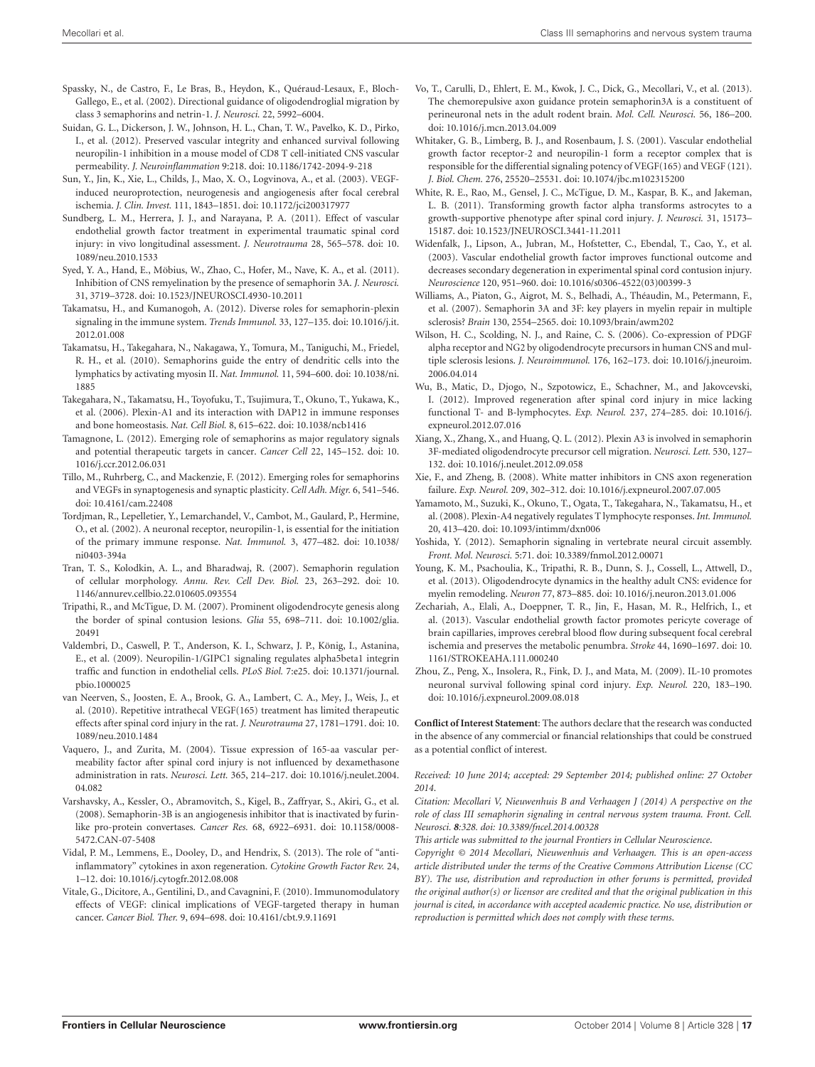Spassky, N., de Castro, F., Le Bras, B., Heydon, K., Quéraud-Lesaux, F., Bloch-Gallego, E., et al. (2002). Directional guidance of oligodendroglial migration by class 3 semaphorins and netrin-1. *J. Neurosci.* 22, 5992–6004.

Suidan, G. L., Dickerson, J. W., Johnson, H. L., Chan, T. W., Pavelko, K. D., Pirko, I., et al. (2012). Preserved vascular integrity and enhanced survival following neuropilin-1 inhibition in a mouse model of CD8 T cell-initiated CNS vascular permeability. *J. Neuroinflammation* 9:218. doi: 10.1186/1742-2094-9-218

Sun, Y., Jin, K., Xie, L., Childs, J., Mao, X. O., Logvinova, A., et al. (2003). VEGF-induced neuroprotection, neurogenesis and angiogenesis after focal cerebral ischemia. *J. Clin. Invest.* 111, 1843–1851. doi: 10.1172/jci200317977

Sundberg, L. M., Herrera, J. J., and Narayana, P. A. (2011). Effect of vascular endothelial growth factor treatment in experimental traumatic spinal cord injury: in vivo longitudinal assessment. *J. Neurotrauma* 28, 565–578. doi: 10.1089/neu.2010.1533

Syed, Y. A., Hand, E., Möbius, W., Zhao, C., Hofer, M., Nave, K. A., et al. (2011). Inhibition of CNS remyelination by the presence of semaphorin 3A. *J. Neurosci.* 31, 3719–3728. doi: 10.1523/JNEUROSCI.4930-10.2011

Takamatsu, H., and Kumanogoh, A. (2012). Diverse roles for semaphorin-plexin signaling in the immune system. *Trends Immunol.* 33, 127–135. doi: 10.1016/j.it.2012.01.008

Takamatsu, H., Takegahara, N., Nakagawa, Y., Tomura, M., Taniguchi, M., Friedel, R. H., et al. (2010). Semaphorins guide the entry of dendritic cells into the lymphatics by activating myosin II. *Nat. Immunol.* 11, 594–600. doi: 10.1038/ni.1885

Takegahara, N., Takamatsu, H., Toyofuku, T., Tsujimura, T., Okuno, T., Yukawa, K., et al. (2006). Plexin-A1 and its interaction with DAP12 in immune responses and bone homeostasis. *Nat. Cell Biol.* 8, 615–622. doi: 10.1038/ncb1416

Tamagnone, L. (2012). Emerging role of semaphorins as major regulatory signals and potential therapeutic targets in cancer. *Cancer Cell* 22, 145–152. doi: 10.1016/j.ccr.2012.06.031

Tillo, M., Ruhrberg, C., and Mackenzie, F. (2012). Emerging roles for semaphorins and VEGFs in synaptogenesis and synaptic plasticity. *Cell Adh. Migr.* 6, 541–546. doi: 10.4161/cam.22408

Tordjman, R., Lepelletier, Y., Lemarchandel, V., Cambot, M., Gaulard, P., Hermine, O., et al. (2002). A neuronal receptor, neuropilin-1, is essential for the initiation of the primary immune response. *Nat. Immunol.* 3, 477–482. doi: 10.1038/ni0403-394a

Tran, T. S., Kolodkin, A. L., and Bharadwaj, R. (2007). Semaphorin regulation of cellular morphology. *Annu. Rev. Cell Dev. Biol.* 23, 263–292. doi: 10.1146/annurev.cellbio.22.010605.093554

Tripathi, R., and McTigue, D. M. (2007). Prominent oligodendrocyte genesis along the border of spinal contusion lesions. *Glia* 55, 698–711. doi: 10.1002/glia.20491

Valdembri, D., Caswell, P. T., Anderson, K. I., Schwarz, J. P., König, I., Astanina, E., et al. (2009). Neuropilin-1/GIPC1 signaling regulates alpha5beta1 integrin traffic and function in endothelial cells. *PLoS Biol.* 7:e25. doi: 10.1371/journal.pbio.1000025

van Neerven, S., Joosten, E. A., Brook, G. A., Lambert, C. A., Mey, J., Weis, J., et al. (2010). Repetitive intrathecal VEGF(165) treatment has limited therapeutic effects after spinal cord injury in the rat. *J. Neurotrauma* 27, 1781–1791. doi: 10.1089/neu.2010.1484

Vaquero, J., and Zurita, M. (2004). Tissue expression of 165-aa vascular permeability factor after spinal cord injury is not influenced by dexamethasone administration in rats. *Neurosci. Lett.* 365, 214–217. doi: 10.1016/j.neulet.2004.04.082

Varshavsky, A., Kessler, O., Abramovitch, S., Kigel, B., Zaffryar, S., Akiri, G., et al. (2008). Semaphorin-3B is an angiogenesis inhibitor that is inactivated by furin-like pro-protein convertases. *Cancer Res.* 68, 6922–6931. doi: 10.1158/0008-5472.CAN-07-5408

Vidal, P. M., Lemmens, E., Dooley, D., and Hendrix, S. (2013). The role of "anti-inflammatory" cytokines in axon regeneration. *Cytokine Growth Factor Rev.* 24, 1–12. doi: 10.1016/j.cytogfr.2012.08.008

Vitale, G., Dicitore, A., Gentilini, D., and Cavagnini, F. (2010). Immunomodulatory effects of VEGF: clinical implications of VEGF-targeted therapy in human cancer. *Cancer Biol. Ther.* 9, 694–698. doi: 10.4161/cbt.9.9.11691

Vo, T., Carulli, D., Ehlert, E. M., Kwok, J. C., Dick, G., Mecollari, V., et al. (2013). The chemorepulsive axon guidance protein semaphorin3A is a constituent of perineuronal nets in the adult rodent brain. *Mol. Cell. Neurosci.* 56, 186–200. doi: 10.1016/j.mcn.2013.04.009

Whitaker, G. B., Limberg, B. J., and Rosenbaum, J. S. (2001). Vascular endothelial growth factor receptor-2 and neuropilin-1 form a receptor complex that is responsible for the differential signaling potency of VEGF(165) and VEGF (121). *J. Biol. Chem.* 276, 25520–25531. doi: 10.1074/jbc.m102315200

White, R. E., Rao, M., Gensel, J. C., McTigue, D. M., Kaspar, B. K., and Jakeman, L. B. (2011). Transforming growth factor alpha transforms astrocytes to a growth-supportive phenotype after spinal cord injury. *J. Neurosci.* 31, 15173–15187. doi: 10.1523/JNEUROSCI.3441-11.2011

Widenfalk, J., Lipson, A., Jubran, M., Hofstetter, C., Ebendal, T., Cao, Y., et al. (2003). Vascular endothelial growth factor improves functional outcome and decreases secondary degeneration in experimental spinal cord contusion injury. *Neuroscience* 120, 951–960. doi: 10.1016/s0306-4522(03)00399-3

Williams, A., Piaton, G., Aigrot, M. S., Belhadi, A., Théaudin, M., Petermann, F., et al. (2007). Semaphorin 3A and 3F: key players in myelin repair in multiple sclerosis? *Brain* 130, 2554–2565. doi: 10.1093/brain/awm202

Wilson, H. C., Scolding, N. J., and Raine, C. S. (2006). Co-expression of PDGF alpha receptor and NG2 by oligodendrocyte precursors in human CNS and multiple sclerosis lesions. *J. Neuroimmunol.* 176, 162–173. doi: 10.1016/j.jneuroim.2006.04.014

Wu, B., Matic, D., Djogo, N., Szpotowicz, E., Schachner, M., and Jakovcevski, I. (2012). Improved regeneration after spinal cord injury in mice lacking functional T- and B-lymphocytes. *Exp. Neurol.* 237, 274–285. doi: 10.1016/j.expneurol.2012.07.016

Xiang, X., Zhang, X., and Huang, Q. L. (2012). Plexin A3 is involved in semaphorin 3F-mediated oligodendrocyte precursor cell migration. *Neurosci. Lett.* 530, 127–132. doi: 10.1016/j.neulet.2012.09.058

Xie, F., and Zheng, B. (2008). White matter inhibitors in CNS axon regeneration failure. *Exp. Neurol.* 209, 302–312. doi: 10.1016/j.expneurol.2007.07.005

Yamamoto, M., Suzuki, K., Okuno, T., Ogata, T., Takegahara, N., Takamatsu, H., et al. (2008). Plexin-A4 negatively regulates T lymphocyte responses. *Int. Immunol.* 20, 413–420. doi: 10.1093/intimm/dxn006

Yoshida, Y. (2012). Semaphorin signaling in vertebrate neural circuit assembly. *Front. Mol. Neurosci.* 5:71. doi: 10.3389/fnmol.2012.00071

Young, K. M., Psachoulia, K., Tripathi, R. B., Dunn, S. J., Cossell, L., Attwell, D., et al. (2013). Oligodendrocyte dynamics in the healthy adult CNS: evidence for myelin remodeling. *Neuron* 77, 873–885. doi: 10.1016/j.neuron.2013.01.006

Zechariah, A., Elali, A., Doeppner, T. R., Jin, F., Hasan, M. R., Helfrich, I., et al. (2013). Vascular endothelial growth factor promotes pericyte coverage of brain capillaries, improves cerebral blood flow during subsequent focal cerebral ischemia and preserves the metabolic penumbra. *Stroke* 44, 1690–1697. doi: 10.1161/STROKEAHA.111.000240

Zhou, Z., Peng, X., Insolera, R., Fink, D. J., and Mata, M. (2009). IL-10 promotes neuronal survival following spinal cord injury. *Exp. Neurol.* 220, 183–190. doi: 10.1016/j.expneurol.2009.08.018

**Conflict of Interest Statement**: The authors declare that the research was conducted in the absence of any commercial or financial relationships that could be construed as a potential conflict of interest.

*Received: 10 June 2014; accepted: 29 September 2014; published online: 27 October 2014.*

*Citation: Mecollari V, Nieuwenhuis B and Verhaagen J (2014) A perspective on the role of class III semaphorin signaling in central nervous system trauma. Front. Cell. Neurosci.* ***8****:328. doi: 10.3389/fncel.2014.00328*

*This article was submitted to the journal Frontiers in Cellular Neuroscience.*

*Copyright © 2014 Mecollari, Nieuwenhuis and Verhaagen. This is an open-access article distributed under the terms of the Creative Commons Attribution License (CC BY). The use, distribution and reproduction in other forums is permitted, provided the original author(s) or licensor are credited and that the original publication in this journal is cited, in accordance with accepted academic practice. No use, distribution or reproduction is permitted which does not comply with these terms.*